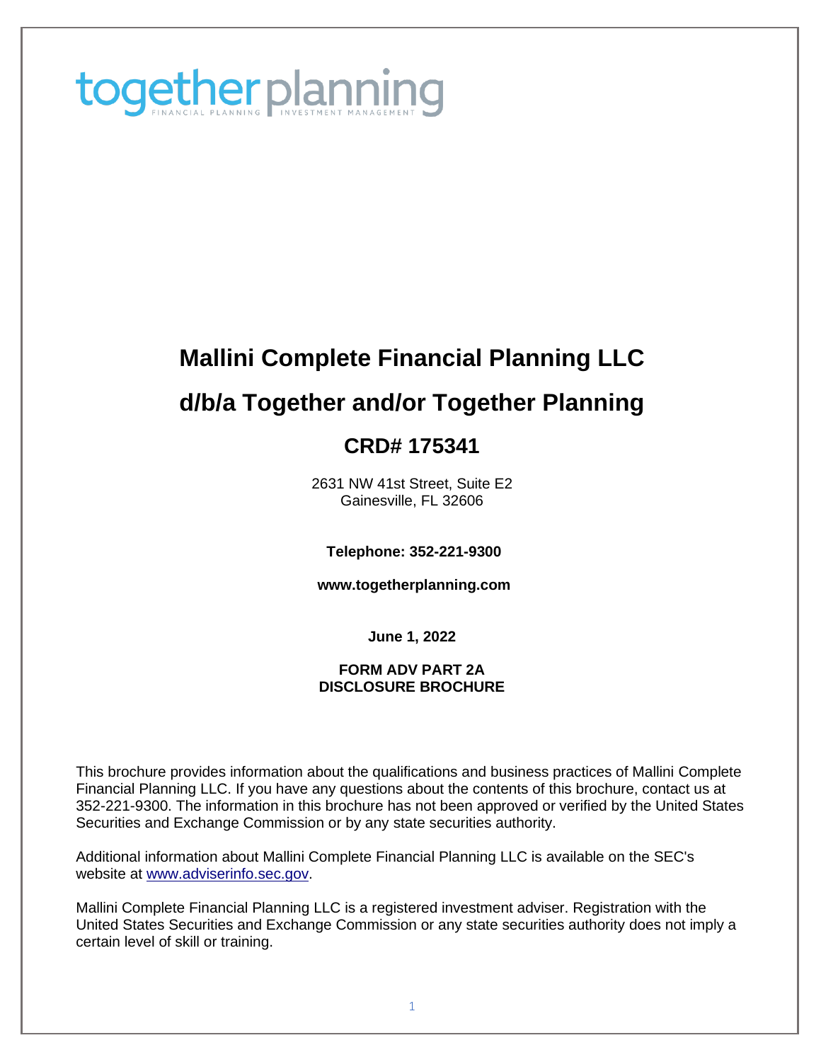togetherplanning
FINANCIAL PLANNING | INVESTMENT MANAGEMENT

# Mallini Complete Financial Planning LLC

# d/b/a Together and/or Together Planning

## CRD# 175341

2631 NW 41st Street, Suite E2
Gainesville, FL 32606

**Telephone: 352-221-9300**

**www.togetherplanning.com**

**June 1, 2022**

**FORM ADV PART 2A**
**DISCLOSURE BROCHURE**

This brochure provides information about the qualifications and business practices of Mallini Complete Financial Planning LLC. If you have any questions about the contents of this brochure, contact us at 352-221-9300. The information in this brochure has not been approved or verified by the United States Securities and Exchange Commission or by any state securities authority.

Additional information about Mallini Complete Financial Planning LLC is available on the SEC's website at [www.adviserinfo.sec.gov](www.adviserinfo.sec.gov).

Mallini Complete Financial Planning LLC is a registered investment adviser. Registration with the United States Securities and Exchange Commission or any state securities authority does not imply a certain level of skill or training.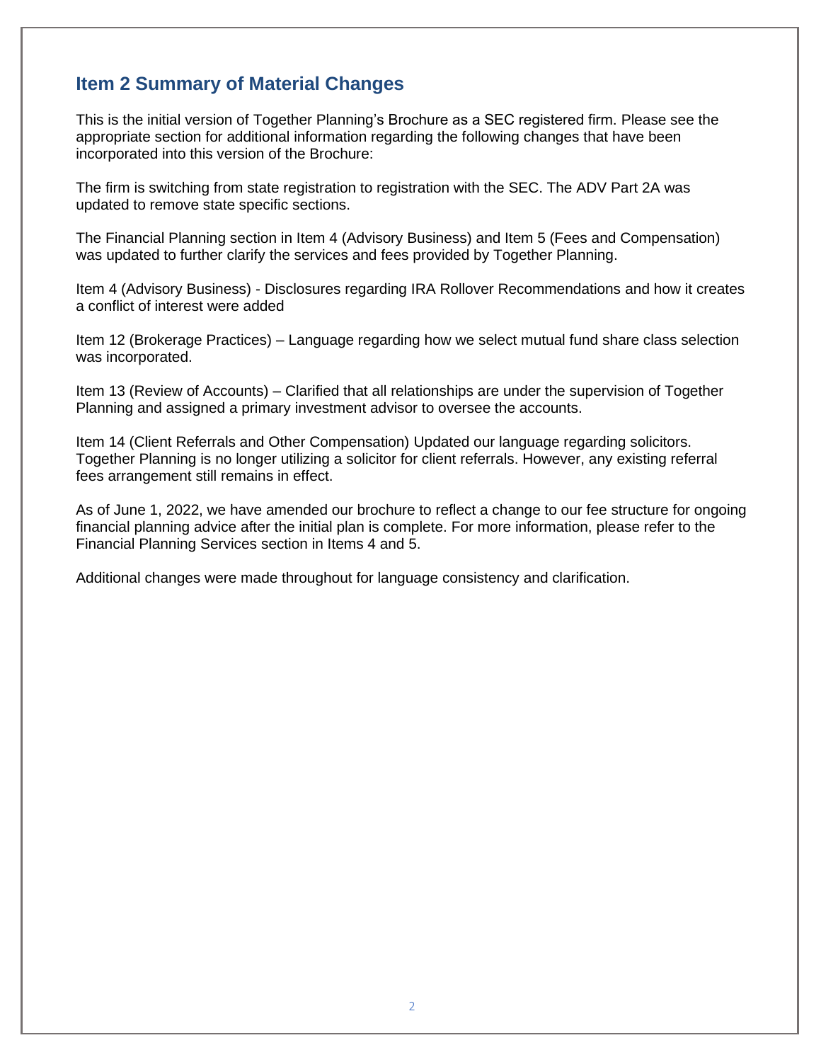## Item 2 Summary of Material Changes

This is the initial version of Together Planning's Brochure as a SEC registered firm. Please see the appropriate section for additional information regarding the following changes that have been incorporated into this version of the Brochure:

The firm is switching from state registration to registration with the SEC. The ADV Part 2A was updated to remove state specific sections.

The Financial Planning section in Item 4 (Advisory Business) and Item 5 (Fees and Compensation) was updated to further clarify the services and fees provided by Together Planning.

Item 4 (Advisory Business) - Disclosures regarding IRA Rollover Recommendations and how it creates a conflict of interest were added

Item 12 (Brokerage Practices) – Language regarding how we select mutual fund share class selection was incorporated.

Item 13 (Review of Accounts) – Clarified that all relationships are under the supervision of Together Planning and assigned a primary investment advisor to oversee the accounts.

Item 14 (Client Referrals and Other Compensation) Updated our language regarding solicitors. Together Planning is no longer utilizing a solicitor for client referrals. However, any existing referral fees arrangement still remains in effect.

As of June 1, 2022, we have amended our brochure to reflect a change to our fee structure for ongoing financial planning advice after the initial plan is complete. For more information, please refer to the Financial Planning Services section in Items 4 and 5.

Additional changes were made throughout for language consistency and clarification.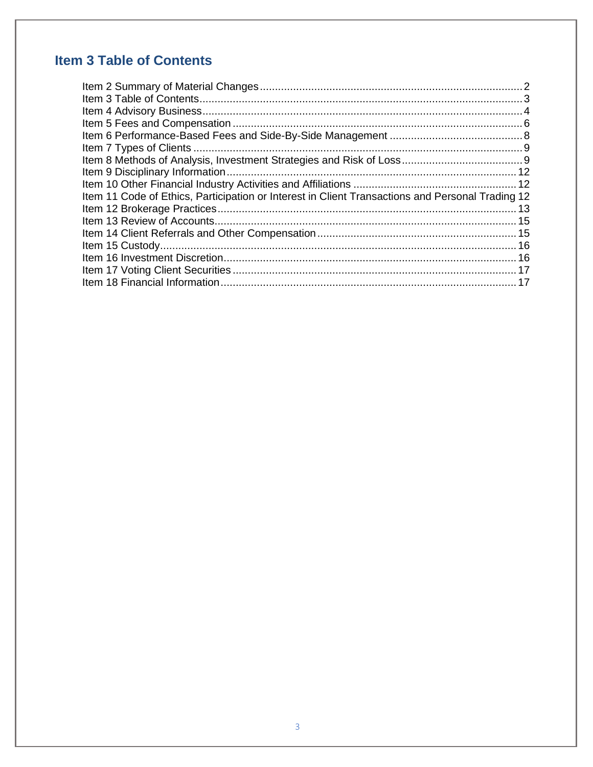## Item 3 Table of Contents

Item 2 Summary of Material Changes ........................................................................................ 2
Item 3 Table of Contents ............................................................................................................ 3
Item 4 Advisory Business ........................................................................................................... 4
Item 5 Fees and Compensation .................................................................................................. 6
Item 6 Performance-Based Fees and Side-By-Side Management ............................................. 8
Item 7 Types of Clients .............................................................................................................. 9
Item 8 Methods of Analysis, Investment Strategies and Risk of Loss ......................................... 9
Item 9 Disciplinary Information ................................................................................................. 12
Item 10 Other Financial Industry Activities and Affiliations ...................................................... 12
Item 11 Code of Ethics, Participation or Interest in Client Transactions and Personal Trading 12
Item 12 Brokerage Practices ..................................................................................................... 13
Item 13 Review of Accounts ...................................................................................................... 15
Item 14 Client Referrals and Other Compensation .................................................................. 15
Item 15 Custody ........................................................................................................................ 16
Item 16 Investment Discretion .................................................................................................. 16
Item 17 Voting Client Securities ............................................................................................... 17
Item 18 Financial Information .................................................................................................. 17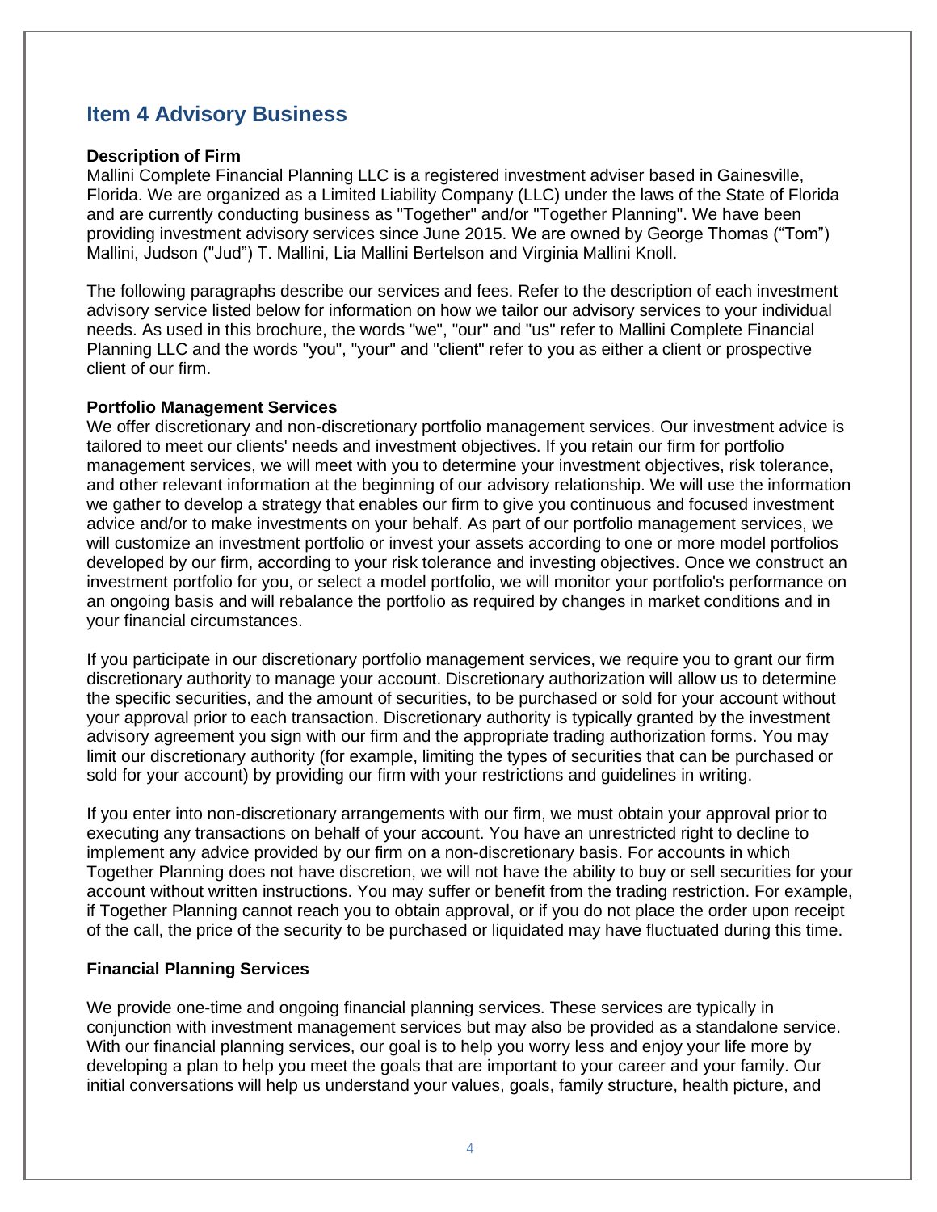## Item 4 Advisory Business

**Description of Firm**
Mallini Complete Financial Planning LLC is a registered investment adviser based in Gainesville, Florida. We are organized as a Limited Liability Company (LLC) under the laws of the State of Florida and are currently conducting business as "Together" and/or "Together Planning". We have been providing investment advisory services since June 2015. We are owned by George Thomas ("Tom") Mallini, Judson ("Jud") T. Mallini, Lia Mallini Bertelson and Virginia Mallini Knoll.

The following paragraphs describe our services and fees. Refer to the description of each investment advisory service listed below for information on how we tailor our advisory services to your individual needs. As used in this brochure, the words "we", "our" and "us" refer to Mallini Complete Financial Planning LLC and the words "you", "your" and "client" refer to you as either a client or prospective client of our firm.

**Portfolio Management Services**
We offer discretionary and non-discretionary portfolio management services. Our investment advice is tailored to meet our clients' needs and investment objectives. If you retain our firm for portfolio management services, we will meet with you to determine your investment objectives, risk tolerance, and other relevant information at the beginning of our advisory relationship. We will use the information we gather to develop a strategy that enables our firm to give you continuous and focused investment advice and/or to make investments on your behalf. As part of our portfolio management services, we will customize an investment portfolio or invest your assets according to one or more model portfolios developed by our firm, according to your risk tolerance and investing objectives. Once we construct an investment portfolio for you, or select a model portfolio, we will monitor your portfolio's performance on an ongoing basis and will rebalance the portfolio as required by changes in market conditions and in your financial circumstances.

If you participate in our discretionary portfolio management services, we require you to grant our firm discretionary authority to manage your account. Discretionary authorization will allow us to determine the specific securities, and the amount of securities, to be purchased or sold for your account without your approval prior to each transaction. Discretionary authority is typically granted by the investment advisory agreement you sign with our firm and the appropriate trading authorization forms. You may limit our discretionary authority (for example, limiting the types of securities that can be purchased or sold for your account) by providing our firm with your restrictions and guidelines in writing.

If you enter into non-discretionary arrangements with our firm, we must obtain your approval prior to executing any transactions on behalf of your account. You have an unrestricted right to decline to implement any advice provided by our firm on a non-discretionary basis. For accounts in which Together Planning does not have discretion, we will not have the ability to buy or sell securities for your account without written instructions. You may suffer or benefit from the trading restriction. For example, if Together Planning cannot reach you to obtain approval, or if you do not place the order upon receipt of the call, the price of the security to be purchased or liquidated may have fluctuated during this time.

**Financial Planning Services**

We provide one-time and ongoing financial planning services. These services are typically in conjunction with investment management services but may also be provided as a standalone service. With our financial planning services, our goal is to help you worry less and enjoy your life more by developing a plan to help you meet the goals that are important to your career and your family. Our initial conversations will help us understand your values, goals, family structure, health picture, and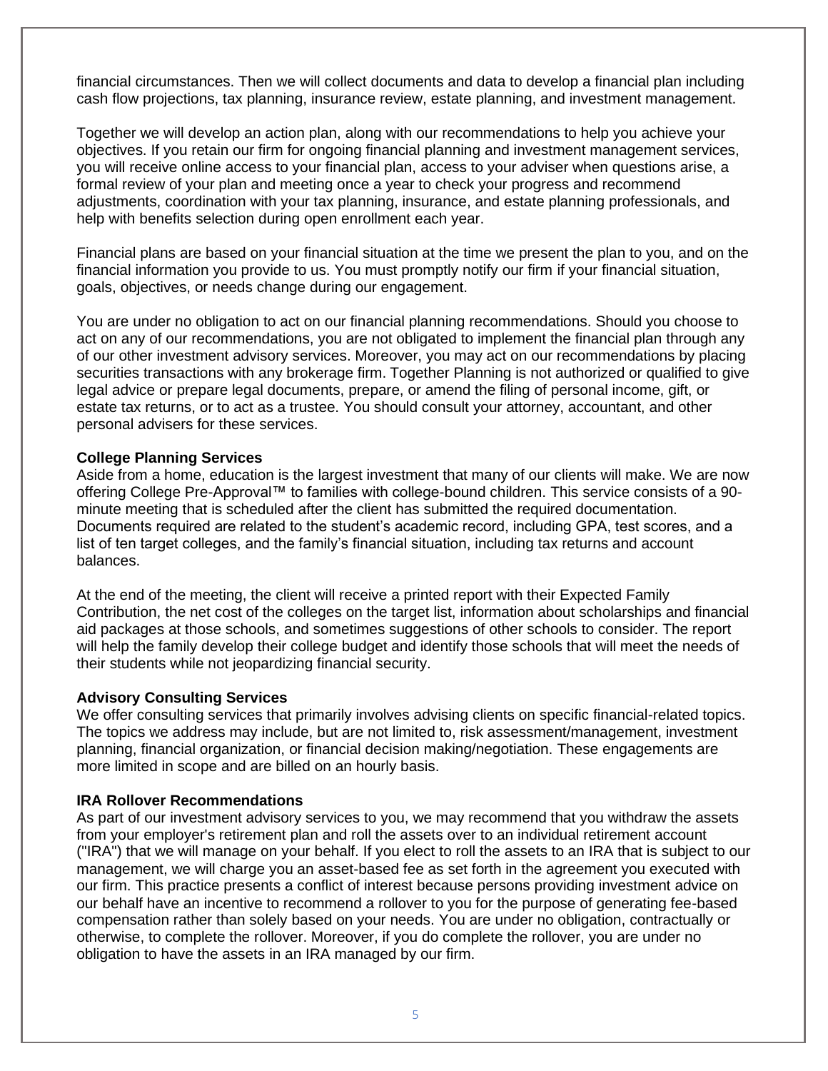financial circumstances. Then we will collect documents and data to develop a financial plan including cash flow projections, tax planning, insurance review, estate planning, and investment management.

Together we will develop an action plan, along with our recommendations to help you achieve your objectives. If you retain our firm for ongoing financial planning and investment management services, you will receive online access to your financial plan, access to your adviser when questions arise, a formal review of your plan and meeting once a year to check your progress and recommend adjustments, coordination with your tax planning, insurance, and estate planning professionals, and help with benefits selection during open enrollment each year.

Financial plans are based on your financial situation at the time we present the plan to you, and on the financial information you provide to us. You must promptly notify our firm if your financial situation, goals, objectives, or needs change during our engagement.

You are under no obligation to act on our financial planning recommendations. Should you choose to act on any of our recommendations, you are not obligated to implement the financial plan through any of our other investment advisory services. Moreover, you may act on our recommendations by placing securities transactions with any brokerage firm. Together Planning is not authorized or qualified to give legal advice or prepare legal documents, prepare, or amend the filing of personal income, gift, or estate tax returns, or to act as a trustee. You should consult your attorney, accountant, and other personal advisers for these services.

**College Planning Services**

Aside from a home, education is the largest investment that many of our clients will make. We are now offering College Pre-Approval™ to families with college-bound children. This service consists of a 90-minute meeting that is scheduled after the client has submitted the required documentation. Documents required are related to the student's academic record, including GPA, test scores, and a list of ten target colleges, and the family's financial situation, including tax returns and account balances.

At the end of the meeting, the client will receive a printed report with their Expected Family Contribution, the net cost of the colleges on the target list, information about scholarships and financial aid packages at those schools, and sometimes suggestions of other schools to consider. The report will help the family develop their college budget and identify those schools that will meet the needs of their students while not jeopardizing financial security.

**Advisory Consulting Services**

We offer consulting services that primarily involves advising clients on specific financial-related topics. The topics we address may include, but are not limited to, risk assessment/management, investment planning, financial organization, or financial decision making/negotiation. These engagements are more limited in scope and are billed on an hourly basis.

**IRA Rollover Recommendations**

As part of our investment advisory services to you, we may recommend that you withdraw the assets from your employer's retirement plan and roll the assets over to an individual retirement account ("IRA") that we will manage on your behalf. If you elect to roll the assets to an IRA that is subject to our management, we will charge you an asset-based fee as set forth in the agreement you executed with our firm. This practice presents a conflict of interest because persons providing investment advice on our behalf have an incentive to recommend a rollover to you for the purpose of generating fee-based compensation rather than solely based on your needs. You are under no obligation, contractually or otherwise, to complete the rollover. Moreover, if you do complete the rollover, you are under no obligation to have the assets in an IRA managed by our firm.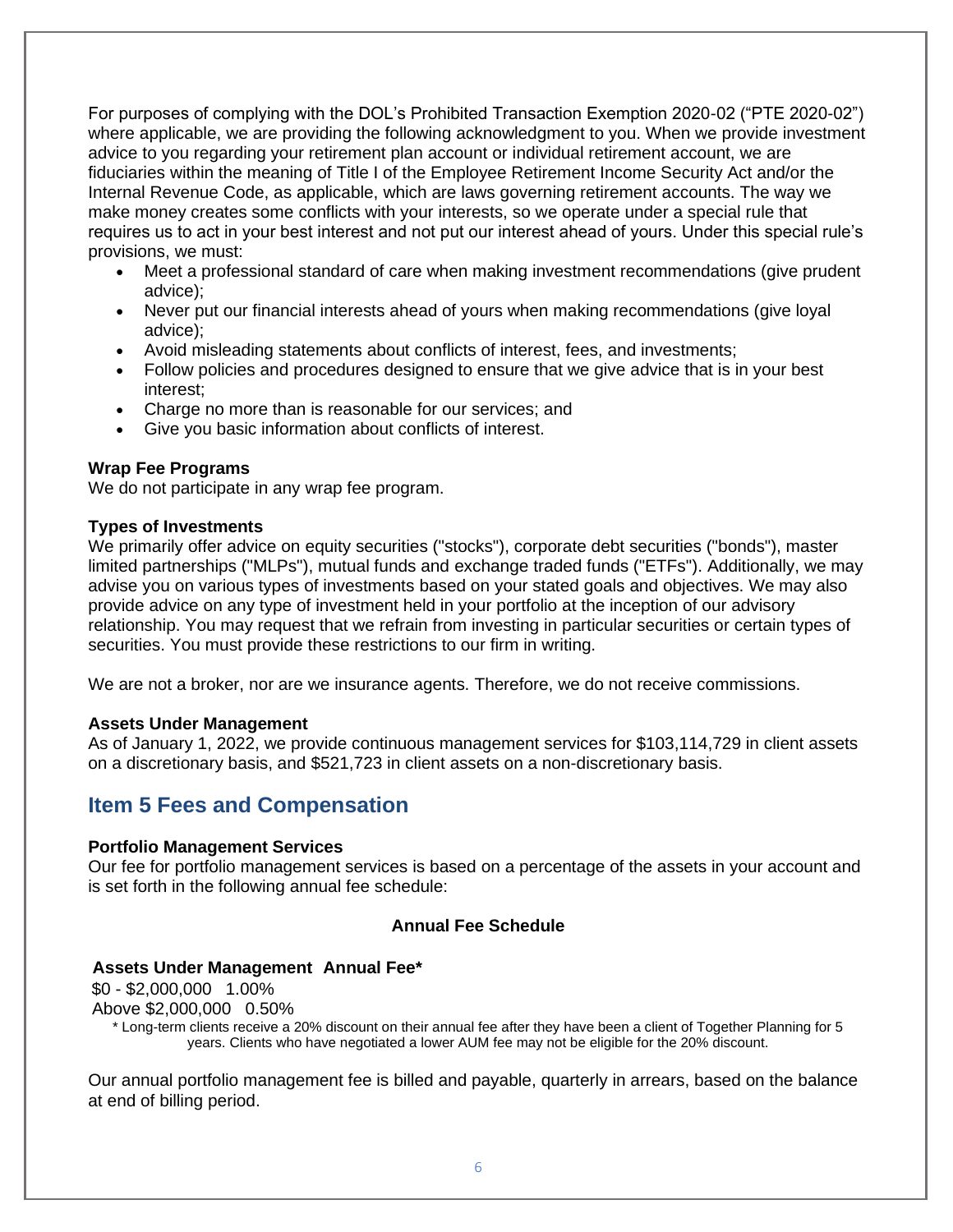For purposes of complying with the DOL's Prohibited Transaction Exemption 2020-02 ("PTE 2020-02") where applicable, we are providing the following acknowledgment to you. When we provide investment advice to you regarding your retirement plan account or individual retirement account, we are fiduciaries within the meaning of Title I of the Employee Retirement Income Security Act and/or the Internal Revenue Code, as applicable, which are laws governing retirement accounts. The way we make money creates some conflicts with your interests, so we operate under a special rule that requires us to act in your best interest and not put our interest ahead of yours. Under this special rule's provisions, we must:

- Meet a professional standard of care when making investment recommendations (give prudent advice);
- Never put our financial interests ahead of yours when making recommendations (give loyal advice);
- Avoid misleading statements about conflicts of interest, fees, and investments;
- Follow policies and procedures designed to ensure that we give advice that is in your best interest;
- Charge no more than is reasonable for our services; and
- Give you basic information about conflicts of interest.

**Wrap Fee Programs**
We do not participate in any wrap fee program.

**Types of Investments**
We primarily offer advice on equity securities ("stocks"), corporate debt securities ("bonds"), master limited partnerships ("MLPs"), mutual funds and exchange traded funds ("ETFs"). Additionally, we may advise you on various types of investments based on your stated goals and objectives. We may also provide advice on any type of investment held in your portfolio at the inception of our advisory relationship. You may request that we refrain from investing in particular securities or certain types of securities. You must provide these restrictions to our firm in writing.

We are not a broker, nor are we insurance agents. Therefore, we do not receive commissions.

**Assets Under Management**
As of January 1, 2022, we provide continuous management services for $103,114,729 in client assets on a discretionary basis, and $521,723 in client assets on a non-discretionary basis.

## Item 5 Fees and Compensation

**Portfolio Management Services**
Our fee for portfolio management services is based on a percentage of the assets in your account and is set forth in the following annual fee schedule:

**Annual Fee Schedule**

| Assets Under Management | Annual Fee* |
|---|---|
| $0 - $2,000,000 | 1.00% |
| Above $2,000,000 | 0.50% |

\* Long-term clients receive a 20% discount on their annual fee after they have been a client of Together Planning for 5 years. Clients who have negotiated a lower AUM fee may not be eligible for the 20% discount.

Our annual portfolio management fee is billed and payable, quarterly in arrears, based on the balance at end of billing period.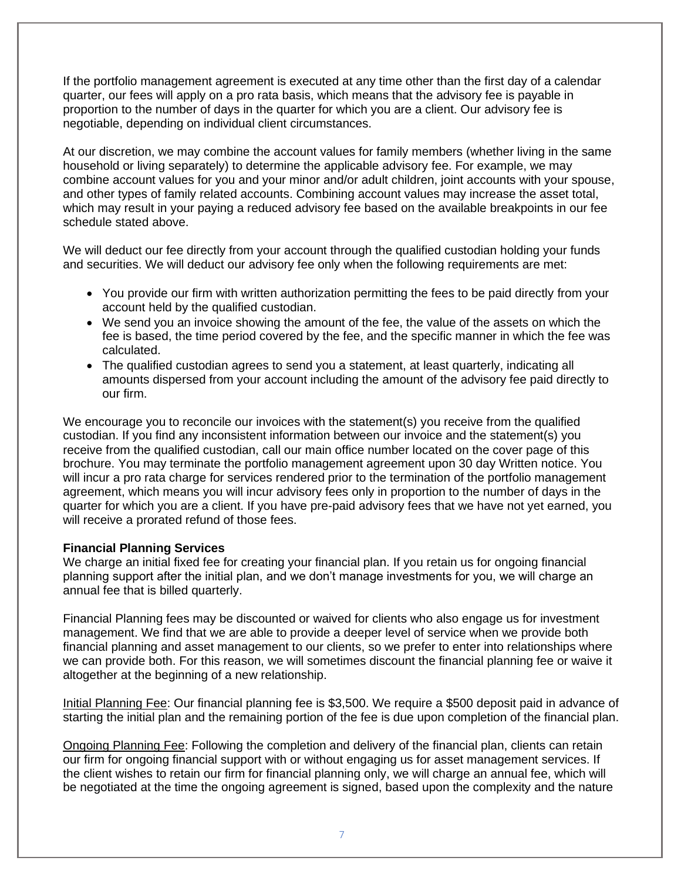If the portfolio management agreement is executed at any time other than the first day of a calendar quarter, our fees will apply on a pro rata basis, which means that the advisory fee is payable in proportion to the number of days in the quarter for which you are a client. Our advisory fee is negotiable, depending on individual client circumstances.

At our discretion, we may combine the account values for family members (whether living in the same household or living separately) to determine the applicable advisory fee. For example, we may combine account values for you and your minor and/or adult children, joint accounts with your spouse, and other types of family related accounts. Combining account values may increase the asset total, which may result in your paying a reduced advisory fee based on the available breakpoints in our fee schedule stated above.

We will deduct our fee directly from your account through the qualified custodian holding your funds and securities. We will deduct our advisory fee only when the following requirements are met:

- You provide our firm with written authorization permitting the fees to be paid directly from your account held by the qualified custodian.
- We send you an invoice showing the amount of the fee, the value of the assets on which the fee is based, the time period covered by the fee, and the specific manner in which the fee was calculated.
- The qualified custodian agrees to send you a statement, at least quarterly, indicating all amounts dispersed from your account including the amount of the advisory fee paid directly to our firm.

We encourage you to reconcile our invoices with the statement(s) you receive from the qualified custodian. If you find any inconsistent information between our invoice and the statement(s) you receive from the qualified custodian, call our main office number located on the cover page of this brochure. You may terminate the portfolio management agreement upon 30 day Written notice. You will incur a pro rata charge for services rendered prior to the termination of the portfolio management agreement, which means you will incur advisory fees only in proportion to the number of days in the quarter for which you are a client. If you have pre-paid advisory fees that we have not yet earned, you will receive a prorated refund of those fees.

**Financial Planning Services**

We charge an initial fixed fee for creating your financial plan. If you retain us for ongoing financial planning support after the initial plan, and we don't manage investments for you, we will charge an annual fee that is billed quarterly.

Financial Planning fees may be discounted or waived for clients who also engage us for investment management. We find that we are able to provide a deeper level of service when we provide both financial planning and asset management to our clients, so we prefer to enter into relationships where we can provide both. For this reason, we will sometimes discount the financial planning fee or waive it altogether at the beginning of a new relationship.

<u>Initial Planning Fee</u>: Our financial planning fee is $3,500. We require a $500 deposit paid in advance of starting the initial plan and the remaining portion of the fee is due upon completion of the financial plan.

<u>Ongoing Planning Fee</u>: Following the completion and delivery of the financial plan, clients can retain our firm for ongoing financial support with or without engaging us for asset management services. If the client wishes to retain our firm for financial planning only, we will charge an annual fee, which will be negotiated at the time the ongoing agreement is signed, based upon the complexity and the nature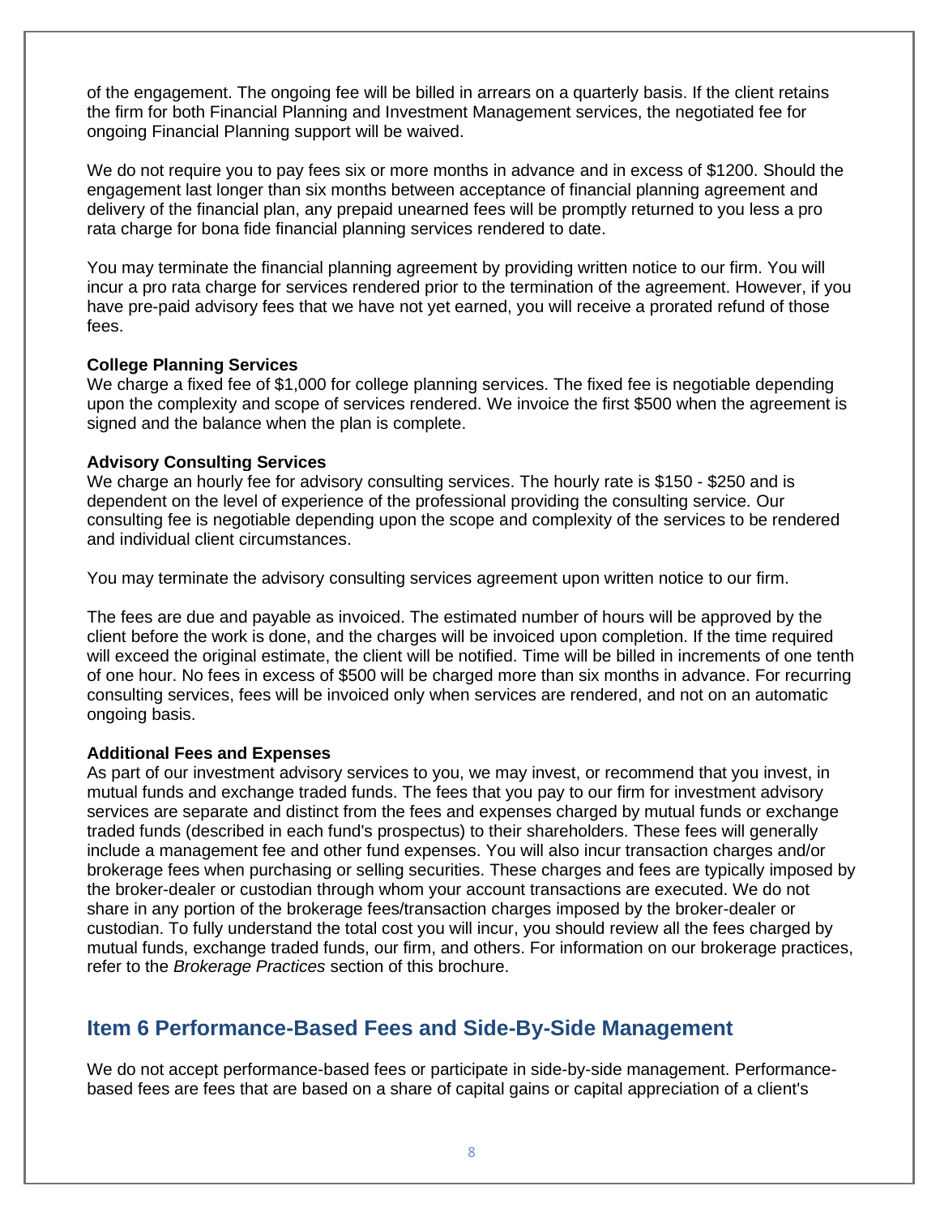of the engagement. The ongoing fee will be billed in arrears on a quarterly basis. If the client retains the firm for both Financial Planning and Investment Management services, the negotiated fee for ongoing Financial Planning support will be waived.

We do not require you to pay fees six or more months in advance and in excess of $1200. Should the engagement last longer than six months between acceptance of financial planning agreement and delivery of the financial plan, any prepaid unearned fees will be promptly returned to you less a pro rata charge for bona fide financial planning services rendered to date.

You may terminate the financial planning agreement by providing written notice to our firm. You will incur a pro rata charge for services rendered prior to the termination of the agreement. However, if you have pre-paid advisory fees that we have not yet earned, you will receive a prorated refund of those fees.

**College Planning Services**

We charge a fixed fee of $1,000 for college planning services. The fixed fee is negotiable depending upon the complexity and scope of services rendered. We invoice the first $500 when the agreement is signed and the balance when the plan is complete.

**Advisory Consulting Services**

We charge an hourly fee for advisory consulting services. The hourly rate is $150 - $250 and is dependent on the level of experience of the professional providing the consulting service. Our consulting fee is negotiable depending upon the scope and complexity of the services to be rendered and individual client circumstances.

You may terminate the advisory consulting services agreement upon written notice to our firm.

The fees are due and payable as invoiced. The estimated number of hours will be approved by the client before the work is done, and the charges will be invoiced upon completion. If the time required will exceed the original estimate, the client will be notified. Time will be billed in increments of one tenth of one hour. No fees in excess of $500 will be charged more than six months in advance. For recurring consulting services, fees will be invoiced only when services are rendered, and not on an automatic ongoing basis.

**Additional Fees and Expenses**

As part of our investment advisory services to you, we may invest, or recommend that you invest, in mutual funds and exchange traded funds. The fees that you pay to our firm for investment advisory services are separate and distinct from the fees and expenses charged by mutual funds or exchange traded funds (described in each fund's prospectus) to their shareholders. These fees will generally include a management fee and other fund expenses. You will also incur transaction charges and/or brokerage fees when purchasing or selling securities. These charges and fees are typically imposed by the broker-dealer or custodian through whom your account transactions are executed. We do not share in any portion of the brokerage fees/transaction charges imposed by the broker-dealer or custodian. To fully understand the total cost you will incur, you should review all the fees charged by mutual funds, exchange traded funds, our firm, and others. For information on our brokerage practices, refer to the *Brokerage Practices* section of this brochure.

## Item 6 Performance-Based Fees and Side-By-Side Management

We do not accept performance-based fees or participate in side-by-side management. Performance-based fees are fees that are based on a share of capital gains or capital appreciation of a client's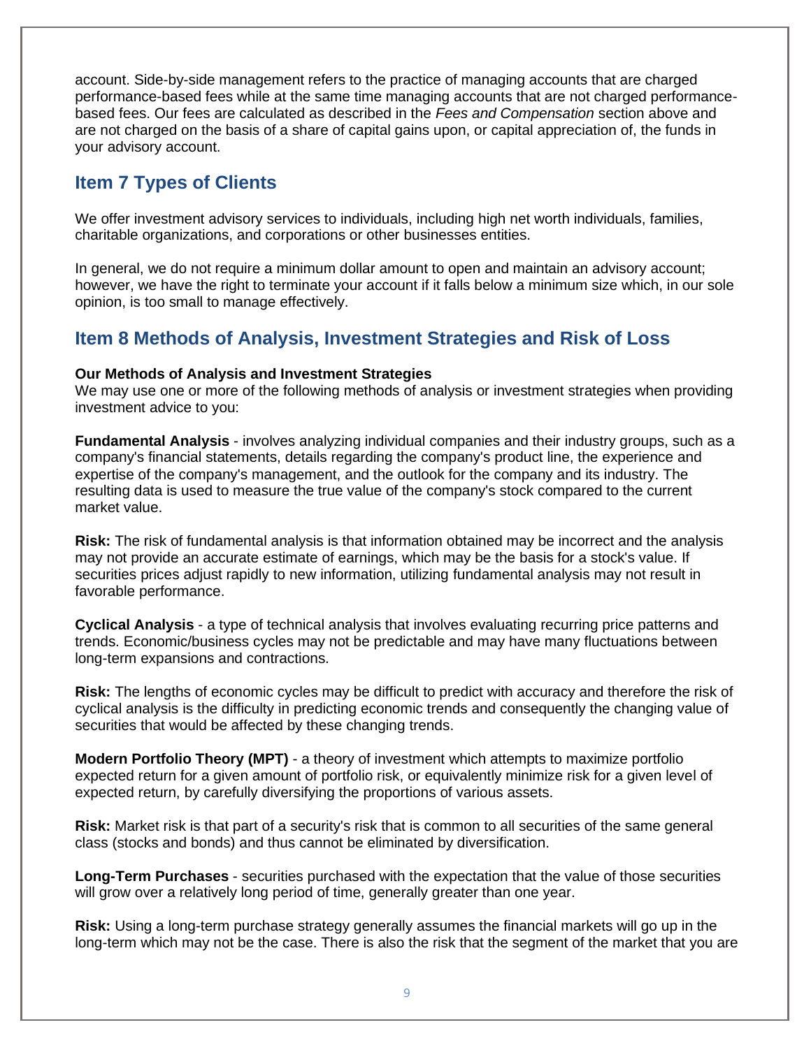account. Side-by-side management refers to the practice of managing accounts that are charged performance-based fees while at the same time managing accounts that are not charged performance-based fees. Our fees are calculated as described in the *Fees and Compensation* section above and are not charged on the basis of a share of capital gains upon, or capital appreciation of, the funds in your advisory account.

## Item 7 Types of Clients

We offer investment advisory services to individuals, including high net worth individuals, families, charitable organizations, and corporations or other businesses entities.

In general, we do not require a minimum dollar amount to open and maintain an advisory account; however, we have the right to terminate your account if it falls below a minimum size which, in our sole opinion, is too small to manage effectively.

## Item 8 Methods of Analysis, Investment Strategies and Risk of Loss

**Our Methods of Analysis and Investment Strategies**
We may use one or more of the following methods of analysis or investment strategies when providing investment advice to you:

**Fundamental Analysis** - involves analyzing individual companies and their industry groups, such as a company's financial statements, details regarding the company's product line, the experience and expertise of the company's management, and the outlook for the company and its industry. The resulting data is used to measure the true value of the company's stock compared to the current market value.

**Risk:** The risk of fundamental analysis is that information obtained may be incorrect and the analysis may not provide an accurate estimate of earnings, which may be the basis for a stock's value. If securities prices adjust rapidly to new information, utilizing fundamental analysis may not result in favorable performance.

**Cyclical Analysis** - a type of technical analysis that involves evaluating recurring price patterns and trends. Economic/business cycles may not be predictable and may have many fluctuations between long-term expansions and contractions.

**Risk:** The lengths of economic cycles may be difficult to predict with accuracy and therefore the risk of cyclical analysis is the difficulty in predicting economic trends and consequently the changing value of securities that would be affected by these changing trends.

**Modern Portfolio Theory (MPT)** - a theory of investment which attempts to maximize portfolio expected return for a given amount of portfolio risk, or equivalently minimize risk for a given level of expected return, by carefully diversifying the proportions of various assets.

**Risk:** Market risk is that part of a security's risk that is common to all securities of the same general class (stocks and bonds) and thus cannot be eliminated by diversification.

**Long-Term Purchases** - securities purchased with the expectation that the value of those securities will grow over a relatively long period of time, generally greater than one year.

**Risk:** Using a long-term purchase strategy generally assumes the financial markets will go up in the long-term which may not be the case. There is also the risk that the segment of the market that you are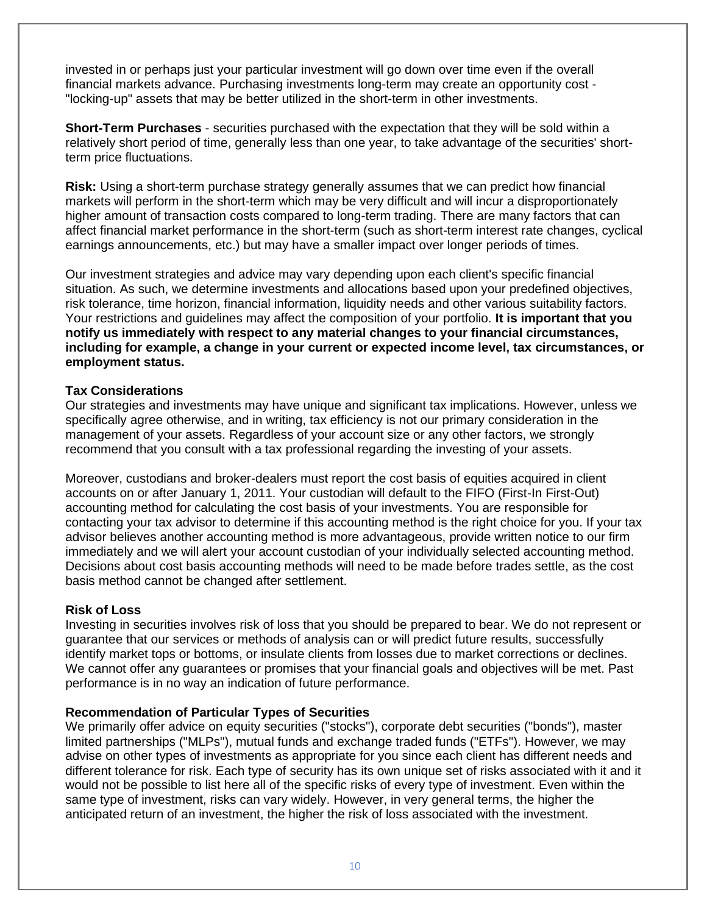invested in or perhaps just your particular investment will go down over time even if the overall financial markets advance. Purchasing investments long-term may create an opportunity cost - "locking-up" assets that may be better utilized in the short-term in other investments.

**Short-Term Purchases** - securities purchased with the expectation that they will be sold within a relatively short period of time, generally less than one year, to take advantage of the securities' short-term price fluctuations.

**Risk:** Using a short-term purchase strategy generally assumes that we can predict how financial markets will perform in the short-term which may be very difficult and will incur a disproportionately higher amount of transaction costs compared to long-term trading. There are many factors that can affect financial market performance in the short-term (such as short-term interest rate changes, cyclical earnings announcements, etc.) but may have a smaller impact over longer periods of times.

Our investment strategies and advice may vary depending upon each client's specific financial situation. As such, we determine investments and allocations based upon your predefined objectives, risk tolerance, time horizon, financial information, liquidity needs and other various suitability factors. Your restrictions and guidelines may affect the composition of your portfolio. **It is important that you notify us immediately with respect to any material changes to your financial circumstances, including for example, a change in your current or expected income level, tax circumstances, or employment status.**

**Tax Considerations**

Our strategies and investments may have unique and significant tax implications. However, unless we specifically agree otherwise, and in writing, tax efficiency is not our primary consideration in the management of your assets. Regardless of your account size or any other factors, we strongly recommend that you consult with a tax professional regarding the investing of your assets.

Moreover, custodians and broker-dealers must report the cost basis of equities acquired in client accounts on or after January 1, 2011. Your custodian will default to the FIFO (First-In First-Out) accounting method for calculating the cost basis of your investments. You are responsible for contacting your tax advisor to determine if this accounting method is the right choice for you. If your tax advisor believes another accounting method is more advantageous, provide written notice to our firm immediately and we will alert your account custodian of your individually selected accounting method. Decisions about cost basis accounting methods will need to be made before trades settle, as the cost basis method cannot be changed after settlement.

**Risk of Loss**

Investing in securities involves risk of loss that you should be prepared to bear. We do not represent or guarantee that our services or methods of analysis can or will predict future results, successfully identify market tops or bottoms, or insulate clients from losses due to market corrections or declines. We cannot offer any guarantees or promises that your financial goals and objectives will be met. Past performance is in no way an indication of future performance.

**Recommendation of Particular Types of Securities**

We primarily offer advice on equity securities ("stocks"), corporate debt securities ("bonds"), master limited partnerships ("MLPs"), mutual funds and exchange traded funds ("ETFs"). However, we may advise on other types of investments as appropriate for you since each client has different needs and different tolerance for risk. Each type of security has its own unique set of risks associated with it and it would not be possible to list here all of the specific risks of every type of investment. Even within the same type of investment, risks can vary widely. However, in very general terms, the higher the anticipated return of an investment, the higher the risk of loss associated with the investment.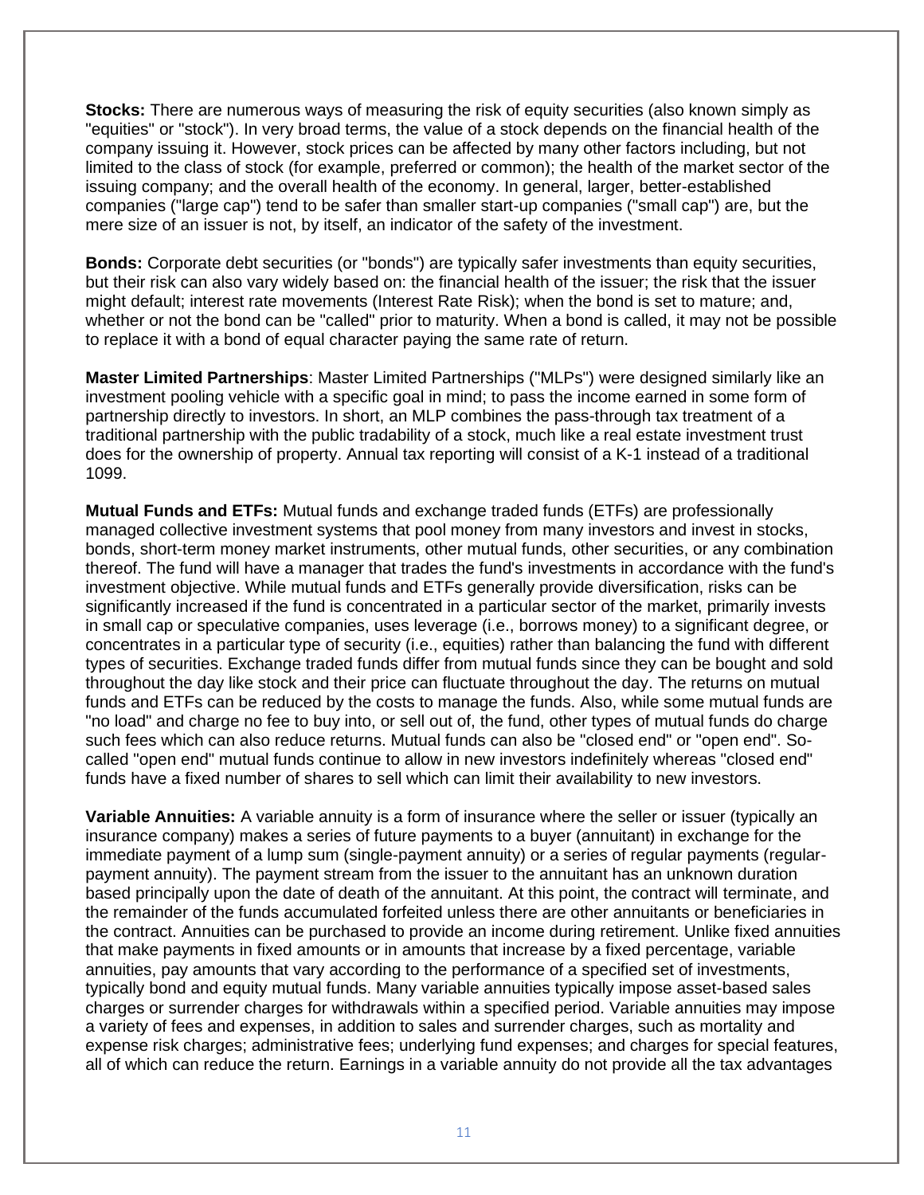**Stocks:** There are numerous ways of measuring the risk of equity securities (also known simply as "equities" or "stock"). In very broad terms, the value of a stock depends on the financial health of the company issuing it. However, stock prices can be affected by many other factors including, but not limited to the class of stock (for example, preferred or common); the health of the market sector of the issuing company; and the overall health of the economy. In general, larger, better-established companies ("large cap") tend to be safer than smaller start-up companies ("small cap") are, but the mere size of an issuer is not, by itself, an indicator of the safety of the investment.

**Bonds:** Corporate debt securities (or "bonds") are typically safer investments than equity securities, but their risk can also vary widely based on: the financial health of the issuer; the risk that the issuer might default; interest rate movements (Interest Rate Risk); when the bond is set to mature; and, whether or not the bond can be "called" prior to maturity. When a bond is called, it may not be possible to replace it with a bond of equal character paying the same rate of return.

**Master Limited Partnerships**: Master Limited Partnerships ("MLPs") were designed similarly like an investment pooling vehicle with a specific goal in mind; to pass the income earned in some form of partnership directly to investors. In short, an MLP combines the pass-through tax treatment of a traditional partnership with the public tradability of a stock, much like a real estate investment trust does for the ownership of property. Annual tax reporting will consist of a K-1 instead of a traditional 1099.

**Mutual Funds and ETFs:** Mutual funds and exchange traded funds (ETFs) are professionally managed collective investment systems that pool money from many investors and invest in stocks, bonds, short-term money market instruments, other mutual funds, other securities, or any combination thereof. The fund will have a manager that trades the fund's investments in accordance with the fund's investment objective. While mutual funds and ETFs generally provide diversification, risks can be significantly increased if the fund is concentrated in a particular sector of the market, primarily invests in small cap or speculative companies, uses leverage (i.e., borrows money) to a significant degree, or concentrates in a particular type of security (i.e., equities) rather than balancing the fund with different types of securities. Exchange traded funds differ from mutual funds since they can be bought and sold throughout the day like stock and their price can fluctuate throughout the day. The returns on mutual funds and ETFs can be reduced by the costs to manage the funds. Also, while some mutual funds are "no load" and charge no fee to buy into, or sell out of, the fund, other types of mutual funds do charge such fees which can also reduce returns. Mutual funds can also be "closed end" or "open end". So-called "open end" mutual funds continue to allow in new investors indefinitely whereas "closed end" funds have a fixed number of shares to sell which can limit their availability to new investors.

**Variable Annuities:** A variable annuity is a form of insurance where the seller or issuer (typically an insurance company) makes a series of future payments to a buyer (annuitant) in exchange for the immediate payment of a lump sum (single-payment annuity) or a series of regular payments (regular-payment annuity). The payment stream from the issuer to the annuitant has an unknown duration based principally upon the date of death of the annuitant. At this point, the contract will terminate, and the remainder of the funds accumulated forfeited unless there are other annuitants or beneficiaries in the contract. Annuities can be purchased to provide an income during retirement. Unlike fixed annuities that make payments in fixed amounts or in amounts that increase by a fixed percentage, variable annuities, pay amounts that vary according to the performance of a specified set of investments, typically bond and equity mutual funds. Many variable annuities typically impose asset-based sales charges or surrender charges for withdrawals within a specified period. Variable annuities may impose a variety of fees and expenses, in addition to sales and surrender charges, such as mortality and expense risk charges; administrative fees; underlying fund expenses; and charges for special features, all of which can reduce the return. Earnings in a variable annuity do not provide all the tax advantages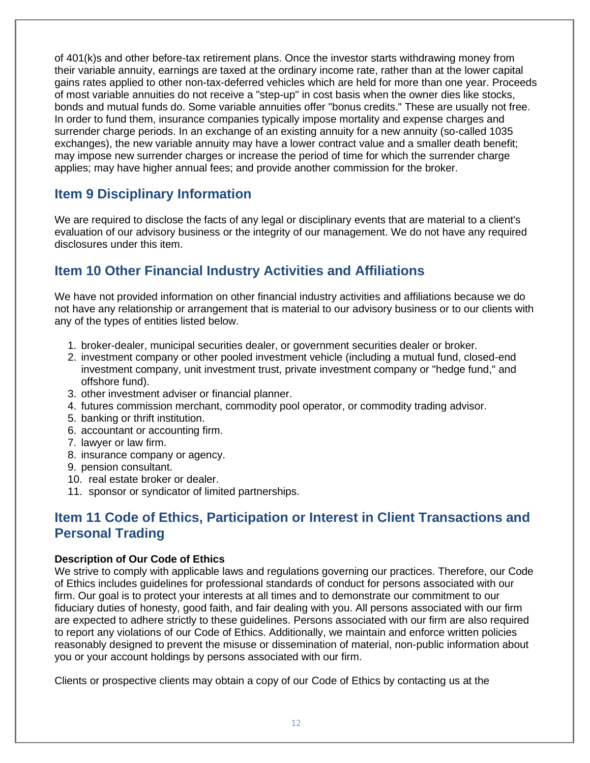of 401(k)s and other before-tax retirement plans. Once the investor starts withdrawing money from their variable annuity, earnings are taxed at the ordinary income rate, rather than at the lower capital gains rates applied to other non-tax-deferred vehicles which are held for more than one year. Proceeds of most variable annuities do not receive a "step-up" in cost basis when the owner dies like stocks, bonds and mutual funds do. Some variable annuities offer "bonus credits." These are usually not free. In order to fund them, insurance companies typically impose mortality and expense charges and surrender charge periods. In an exchange of an existing annuity for a new annuity (so-called 1035 exchanges), the new variable annuity may have a lower contract value and a smaller death benefit; may impose new surrender charges or increase the period of time for which the surrender charge applies; may have higher annual fees; and provide another commission for the broker.

## Item 9 Disciplinary Information

We are required to disclose the facts of any legal or disciplinary events that are material to a client's evaluation of our advisory business or the integrity of our management. We do not have any required disclosures under this item.

## Item 10 Other Financial Industry Activities and Affiliations

We have not provided information on other financial industry activities and affiliations because we do not have any relationship or arrangement that is material to our advisory business or to our clients with any of the types of entities listed below.

1. broker-dealer, municipal securities dealer, or government securities dealer or broker.
2. investment company or other pooled investment vehicle (including a mutual fund, closed-end investment company, unit investment trust, private investment company or "hedge fund," and offshore fund).
3. other investment adviser or financial planner.
4. futures commission merchant, commodity pool operator, or commodity trading advisor.
5. banking or thrift institution.
6. accountant or accounting firm.
7. lawyer or law firm.
8. insurance company or agency.
9. pension consultant.
10. real estate broker or dealer.
11. sponsor or syndicator of limited partnerships.

## Item 11 Code of Ethics, Participation or Interest in Client Transactions and Personal Trading

**Description of Our Code of Ethics**

We strive to comply with applicable laws and regulations governing our practices. Therefore, our Code of Ethics includes guidelines for professional standards of conduct for persons associated with our firm. Our goal is to protect your interests at all times and to demonstrate our commitment to our fiduciary duties of honesty, good faith, and fair dealing with you. All persons associated with our firm are expected to adhere strictly to these guidelines. Persons associated with our firm are also required to report any violations of our Code of Ethics. Additionally, we maintain and enforce written policies reasonably designed to prevent the misuse or dissemination of material, non-public information about you or your account holdings by persons associated with our firm.

Clients or prospective clients may obtain a copy of our Code of Ethics by contacting us at the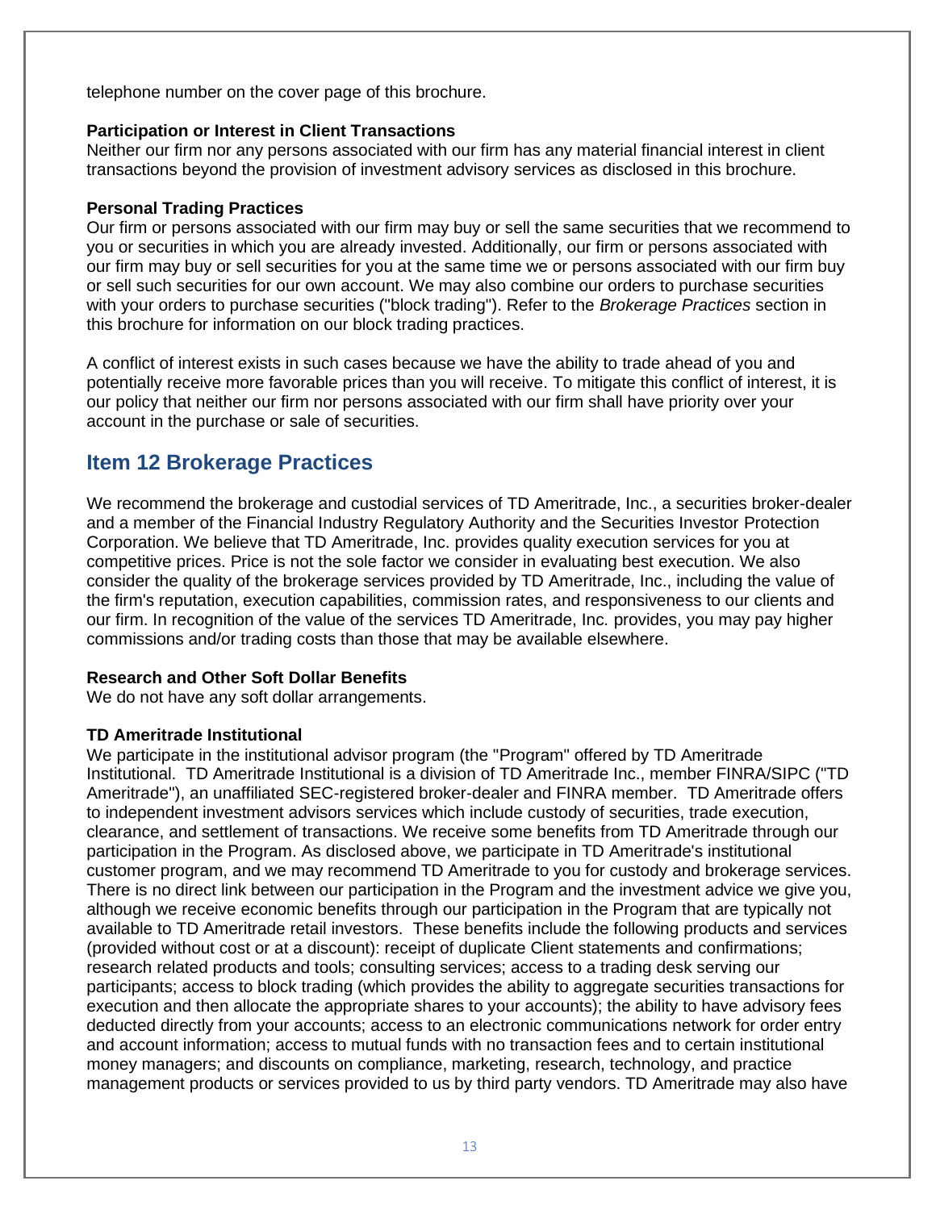telephone number on the cover page of this brochure.

**Participation or Interest in Client Transactions**

Neither our firm nor any persons associated with our firm has any material financial interest in client transactions beyond the provision of investment advisory services as disclosed in this brochure.

**Personal Trading Practices**

Our firm or persons associated with our firm may buy or sell the same securities that we recommend to you or securities in which you are already invested. Additionally, our firm or persons associated with our firm may buy or sell securities for you at the same time we or persons associated with our firm buy or sell such securities for our own account. We may also combine our orders to purchase securities with your orders to purchase securities ("block trading"). Refer to the *Brokerage Practices* section in this brochure for information on our block trading practices.

A conflict of interest exists in such cases because we have the ability to trade ahead of you and potentially receive more favorable prices than you will receive. To mitigate this conflict of interest, it is our policy that neither our firm nor persons associated with our firm shall have priority over your account in the purchase or sale of securities.

## Item 12 Brokerage Practices

We recommend the brokerage and custodial services of TD Ameritrade, Inc., a securities broker-dealer and a member of the Financial Industry Regulatory Authority and the Securities Investor Protection Corporation. We believe that TD Ameritrade, Inc. provides quality execution services for you at competitive prices. Price is not the sole factor we consider in evaluating best execution. We also consider the quality of the brokerage services provided by TD Ameritrade, Inc., including the value of the firm's reputation, execution capabilities, commission rates, and responsiveness to our clients and our firm. In recognition of the value of the services TD Ameritrade, Inc. provides, you may pay higher commissions and/or trading costs than those that may be available elsewhere.

**Research and Other Soft Dollar Benefits**

We do not have any soft dollar arrangements.

**TD Ameritrade Institutional**

We participate in the institutional advisor program (the "Program" offered by TD Ameritrade Institutional. TD Ameritrade Institutional is a division of TD Ameritrade Inc., member FINRA/SIPC ("TD Ameritrade"), an unaffiliated SEC-registered broker-dealer and FINRA member. TD Ameritrade offers to independent investment advisors services which include custody of securities, trade execution, clearance, and settlement of transactions. We receive some benefits from TD Ameritrade through our participation in the Program. As disclosed above, we participate in TD Ameritrade's institutional customer program, and we may recommend TD Ameritrade to you for custody and brokerage services. There is no direct link between our participation in the Program and the investment advice we give you, although we receive economic benefits through our participation in the Program that are typically not available to TD Ameritrade retail investors. These benefits include the following products and services (provided without cost or at a discount): receipt of duplicate Client statements and confirmations; research related products and tools; consulting services; access to a trading desk serving our participants; access to block trading (which provides the ability to aggregate securities transactions for execution and then allocate the appropriate shares to your accounts); the ability to have advisory fees deducted directly from your accounts; access to an electronic communications network for order entry and account information; access to mutual funds with no transaction fees and to certain institutional money managers; and discounts on compliance, marketing, research, technology, and practice management products or services provided to us by third party vendors. TD Ameritrade may also have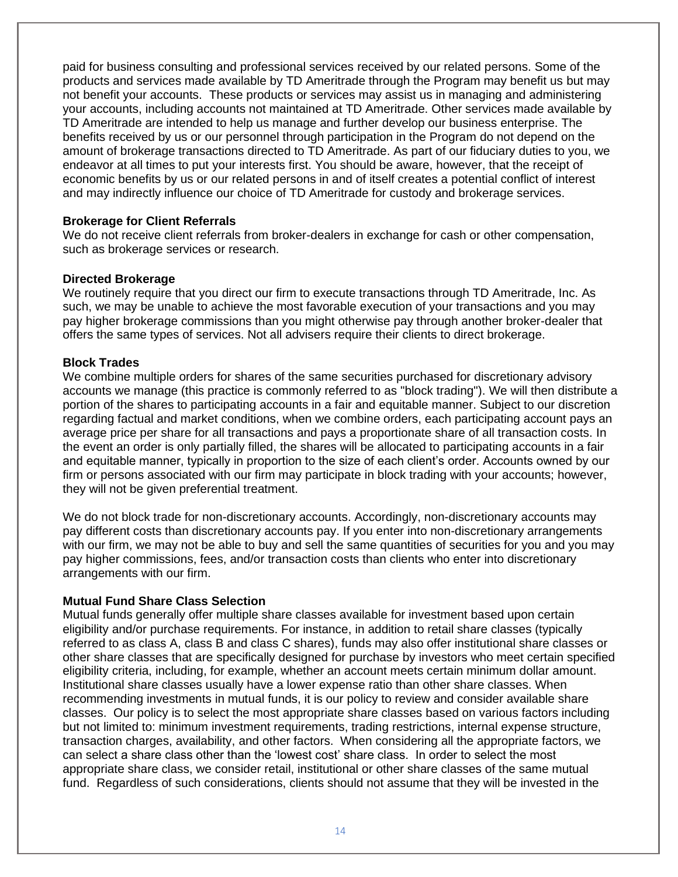paid for business consulting and professional services received by our related persons. Some of the products and services made available by TD Ameritrade through the Program may benefit us but may not benefit your accounts. These products or services may assist us in managing and administering your accounts, including accounts not maintained at TD Ameritrade. Other services made available by TD Ameritrade are intended to help us manage and further develop our business enterprise. The benefits received by us or our personnel through participation in the Program do not depend on the amount of brokerage transactions directed to TD Ameritrade. As part of our fiduciary duties to you, we endeavor at all times to put your interests first. You should be aware, however, that the receipt of economic benefits by us or our related persons in and of itself creates a potential conflict of interest and may indirectly influence our choice of TD Ameritrade for custody and brokerage services.

**Brokerage for Client Referrals**

We do not receive client referrals from broker-dealers in exchange for cash or other compensation, such as brokerage services or research.

**Directed Brokerage**

We routinely require that you direct our firm to execute transactions through TD Ameritrade, Inc. As such, we may be unable to achieve the most favorable execution of your transactions and you may pay higher brokerage commissions than you might otherwise pay through another broker-dealer that offers the same types of services. Not all advisers require their clients to direct brokerage.

**Block Trades**

We combine multiple orders for shares of the same securities purchased for discretionary advisory accounts we manage (this practice is commonly referred to as "block trading"). We will then distribute a portion of the shares to participating accounts in a fair and equitable manner. Subject to our discretion regarding factual and market conditions, when we combine orders, each participating account pays an average price per share for all transactions and pays a proportionate share of all transaction costs. In the event an order is only partially filled, the shares will be allocated to participating accounts in a fair and equitable manner, typically in proportion to the size of each client's order. Accounts owned by our firm or persons associated with our firm may participate in block trading with your accounts; however, they will not be given preferential treatment.

We do not block trade for non-discretionary accounts. Accordingly, non-discretionary accounts may pay different costs than discretionary accounts pay. If you enter into non-discretionary arrangements with our firm, we may not be able to buy and sell the same quantities of securities for you and you may pay higher commissions, fees, and/or transaction costs than clients who enter into discretionary arrangements with our firm.

**Mutual Fund Share Class Selection**

Mutual funds generally offer multiple share classes available for investment based upon certain eligibility and/or purchase requirements. For instance, in addition to retail share classes (typically referred to as class A, class B and class C shares), funds may also offer institutional share classes or other share classes that are specifically designed for purchase by investors who meet certain specified eligibility criteria, including, for example, whether an account meets certain minimum dollar amount. Institutional share classes usually have a lower expense ratio than other share classes. When recommending investments in mutual funds, it is our policy to review and consider available share classes. Our policy is to select the most appropriate share classes based on various factors including but not limited to: minimum investment requirements, trading restrictions, internal expense structure, transaction charges, availability, and other factors. When considering all the appropriate factors, we can select a share class other than the 'lowest cost' share class. In order to select the most appropriate share class, we consider retail, institutional or other share classes of the same mutual fund. Regardless of such considerations, clients should not assume that they will be invested in the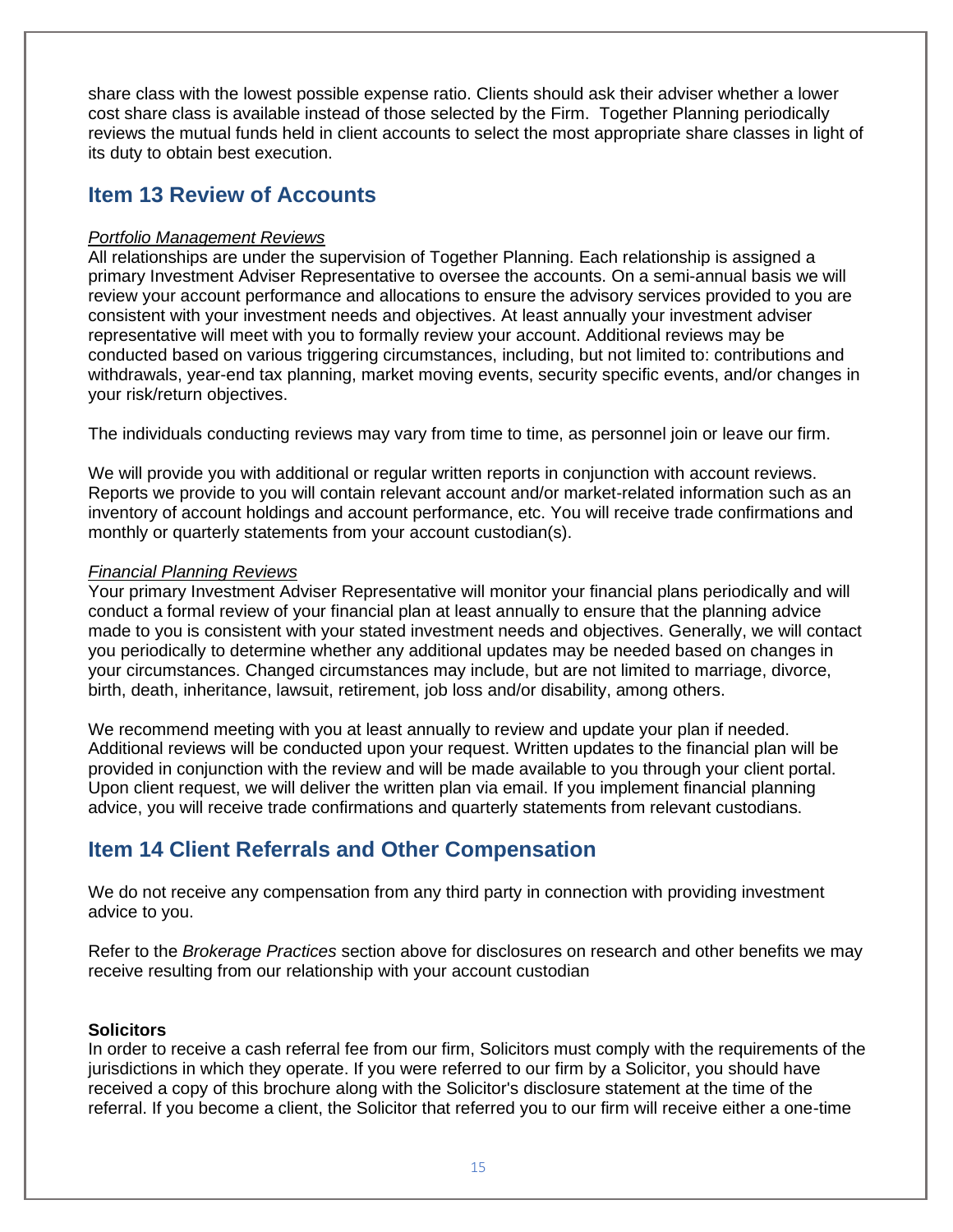share class with the lowest possible expense ratio. Clients should ask their adviser whether a lower cost share class is available instead of those selected by the Firm. Together Planning periodically reviews the mutual funds held in client accounts to select the most appropriate share classes in light of its duty to obtain best execution.

## Item 13 Review of Accounts

*Portfolio Management Reviews*

All relationships are under the supervision of Together Planning. Each relationship is assigned a primary Investment Adviser Representative to oversee the accounts. On a semi-annual basis we will review your account performance and allocations to ensure the advisory services provided to you are consistent with your investment needs and objectives. At least annually your investment adviser representative will meet with you to formally review your account. Additional reviews may be conducted based on various triggering circumstances, including, but not limited to: contributions and withdrawals, year-end tax planning, market moving events, security specific events, and/or changes in your risk/return objectives.

The individuals conducting reviews may vary from time to time, as personnel join or leave our firm.

We will provide you with additional or regular written reports in conjunction with account reviews. Reports we provide to you will contain relevant account and/or market-related information such as an inventory of account holdings and account performance, etc. You will receive trade confirmations and monthly or quarterly statements from your account custodian(s).

*Financial Planning Reviews*

Your primary Investment Adviser Representative will monitor your financial plans periodically and will conduct a formal review of your financial plan at least annually to ensure that the planning advice made to you is consistent with your stated investment needs and objectives. Generally, we will contact you periodically to determine whether any additional updates may be needed based on changes in your circumstances. Changed circumstances may include, but are not limited to marriage, divorce, birth, death, inheritance, lawsuit, retirement, job loss and/or disability, among others.

We recommend meeting with you at least annually to review and update your plan if needed. Additional reviews will be conducted upon your request. Written updates to the financial plan will be provided in conjunction with the review and will be made available to you through your client portal. Upon client request, we will deliver the written plan via email. If you implement financial planning advice, you will receive trade confirmations and quarterly statements from relevant custodians.

## Item 14 Client Referrals and Other Compensation

We do not receive any compensation from any third party in connection with providing investment advice to you.

Refer to the *Brokerage Practices* section above for disclosures on research and other benefits we may receive resulting from our relationship with your account custodian

**Solicitors**

In order to receive a cash referral fee from our firm, Solicitors must comply with the requirements of the jurisdictions in which they operate. If you were referred to our firm by a Solicitor, you should have received a copy of this brochure along with the Solicitor's disclosure statement at the time of the referral. If you become a client, the Solicitor that referred you to our firm will receive either a one-time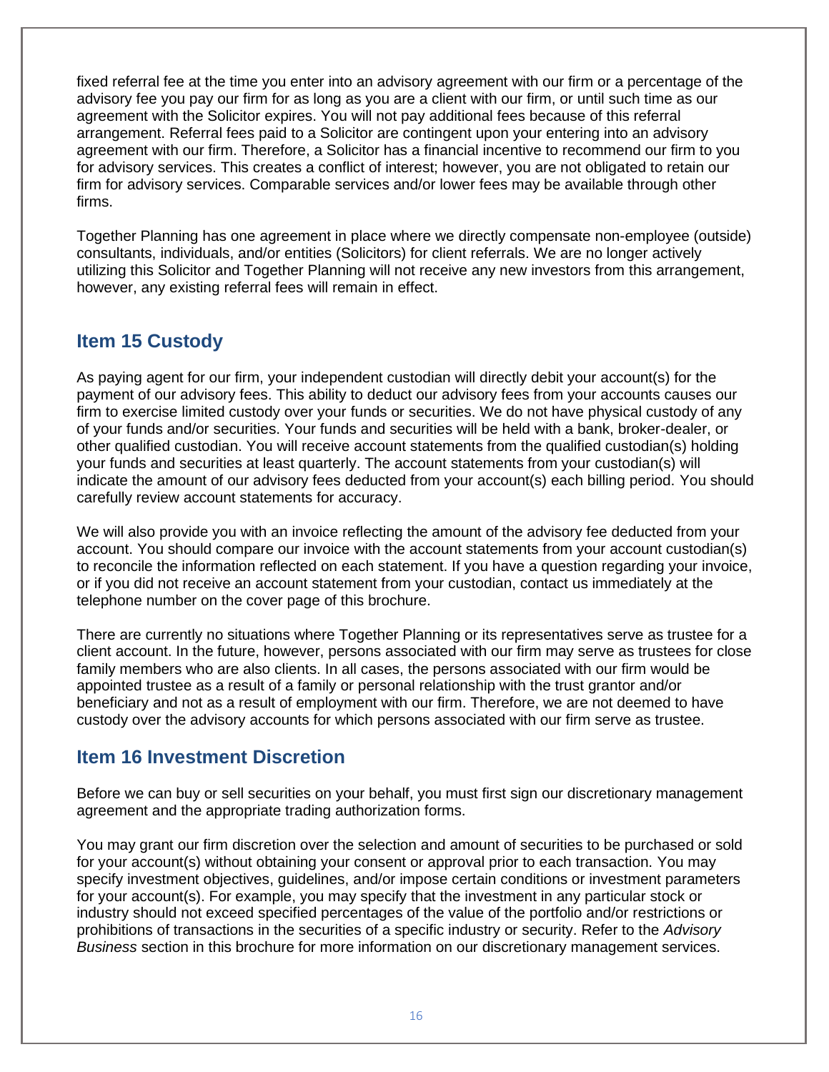fixed referral fee at the time you enter into an advisory agreement with our firm or a percentage of the advisory fee you pay our firm for as long as you are a client with our firm, or until such time as our agreement with the Solicitor expires. You will not pay additional fees because of this referral arrangement. Referral fees paid to a Solicitor are contingent upon your entering into an advisory agreement with our firm. Therefore, a Solicitor has a financial incentive to recommend our firm to you for advisory services. This creates a conflict of interest; however, you are not obligated to retain our firm for advisory services. Comparable services and/or lower fees may be available through other firms.

Together Planning has one agreement in place where we directly compensate non-employee (outside) consultants, individuals, and/or entities (Solicitors) for client referrals. We are no longer actively utilizing this Solicitor and Together Planning will not receive any new investors from this arrangement, however, any existing referral fees will remain in effect.

## Item 15 Custody

As paying agent for our firm, your independent custodian will directly debit your account(s) for the payment of our advisory fees. This ability to deduct our advisory fees from your accounts causes our firm to exercise limited custody over your funds or securities. We do not have physical custody of any of your funds and/or securities. Your funds and securities will be held with a bank, broker-dealer, or other qualified custodian. You will receive account statements from the qualified custodian(s) holding your funds and securities at least quarterly. The account statements from your custodian(s) will indicate the amount of our advisory fees deducted from your account(s) each billing period. You should carefully review account statements for accuracy.

We will also provide you with an invoice reflecting the amount of the advisory fee deducted from your account. You should compare our invoice with the account statements from your account custodian(s) to reconcile the information reflected on each statement. If you have a question regarding your invoice, or if you did not receive an account statement from your custodian, contact us immediately at the telephone number on the cover page of this brochure.

There are currently no situations where Together Planning or its representatives serve as trustee for a client account. In the future, however, persons associated with our firm may serve as trustees for close family members who are also clients. In all cases, the persons associated with our firm would be appointed trustee as a result of a family or personal relationship with the trust grantor and/or beneficiary and not as a result of employment with our firm. Therefore, we are not deemed to have custody over the advisory accounts for which persons associated with our firm serve as trustee.

## Item 16 Investment Discretion

Before we can buy or sell securities on your behalf, you must first sign our discretionary management agreement and the appropriate trading authorization forms.

You may grant our firm discretion over the selection and amount of securities to be purchased or sold for your account(s) without obtaining your consent or approval prior to each transaction. You may specify investment objectives, guidelines, and/or impose certain conditions or investment parameters for your account(s). For example, you may specify that the investment in any particular stock or industry should not exceed specified percentages of the value of the portfolio and/or restrictions or prohibitions of transactions in the securities of a specific industry or security. Refer to the *Advisory Business* section in this brochure for more information on our discretionary management services.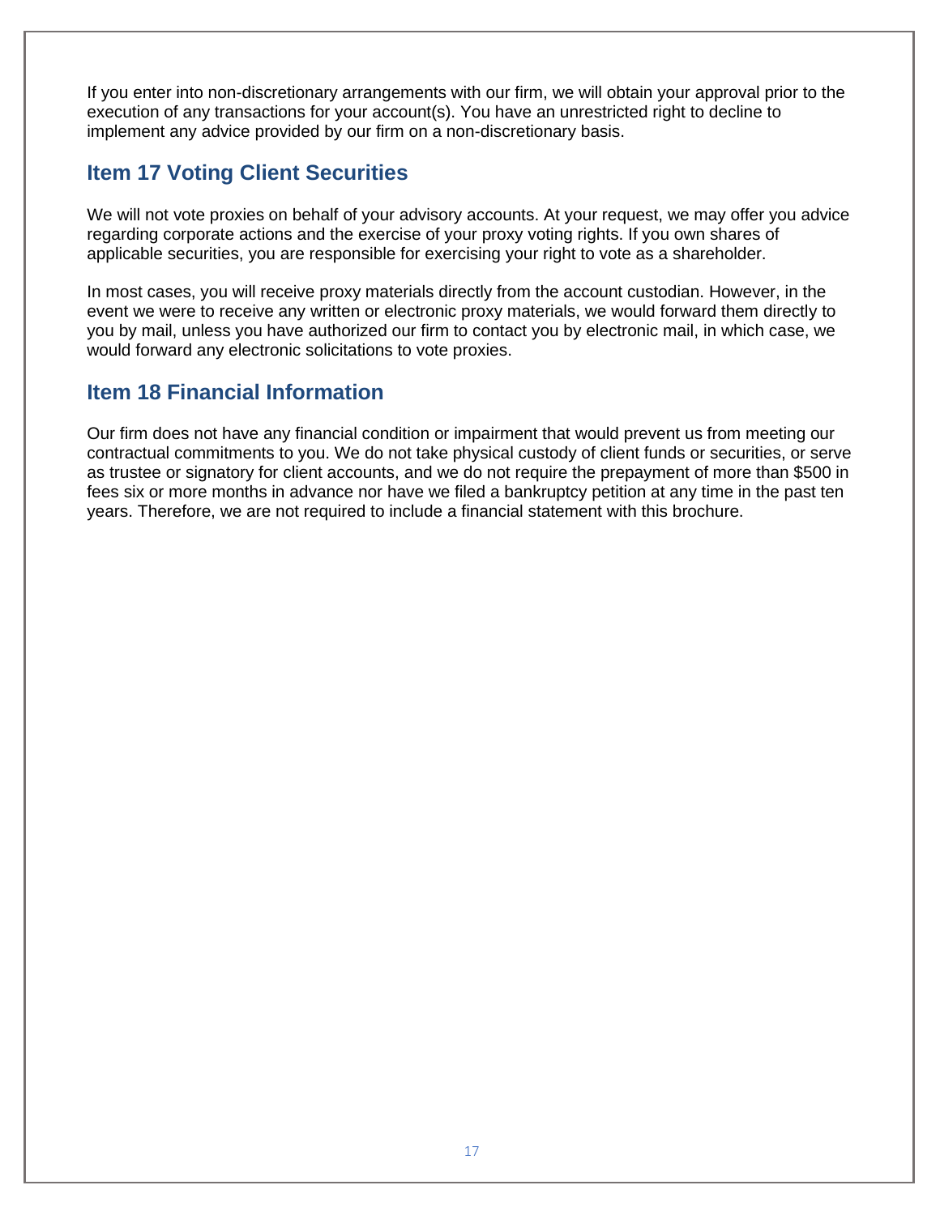If you enter into non-discretionary arrangements with our firm, we will obtain your approval prior to the execution of any transactions for your account(s). You have an unrestricted right to decline to implement any advice provided by our firm on a non-discretionary basis.

## Item 17 Voting Client Securities

We will not vote proxies on behalf of your advisory accounts. At your request, we may offer you advice regarding corporate actions and the exercise of your proxy voting rights. If you own shares of applicable securities, you are responsible for exercising your right to vote as a shareholder.

In most cases, you will receive proxy materials directly from the account custodian. However, in the event we were to receive any written or electronic proxy materials, we would forward them directly to you by mail, unless you have authorized our firm to contact you by electronic mail, in which case, we would forward any electronic solicitations to vote proxies.

## Item 18 Financial Information

Our firm does not have any financial condition or impairment that would prevent us from meeting our contractual commitments to you. We do not take physical custody of client funds or securities, or serve as trustee or signatory for client accounts, and we do not require the prepayment of more than $500 in fees six or more months in advance nor have we filed a bankruptcy petition at any time in the past ten years. Therefore, we are not required to include a financial statement with this brochure.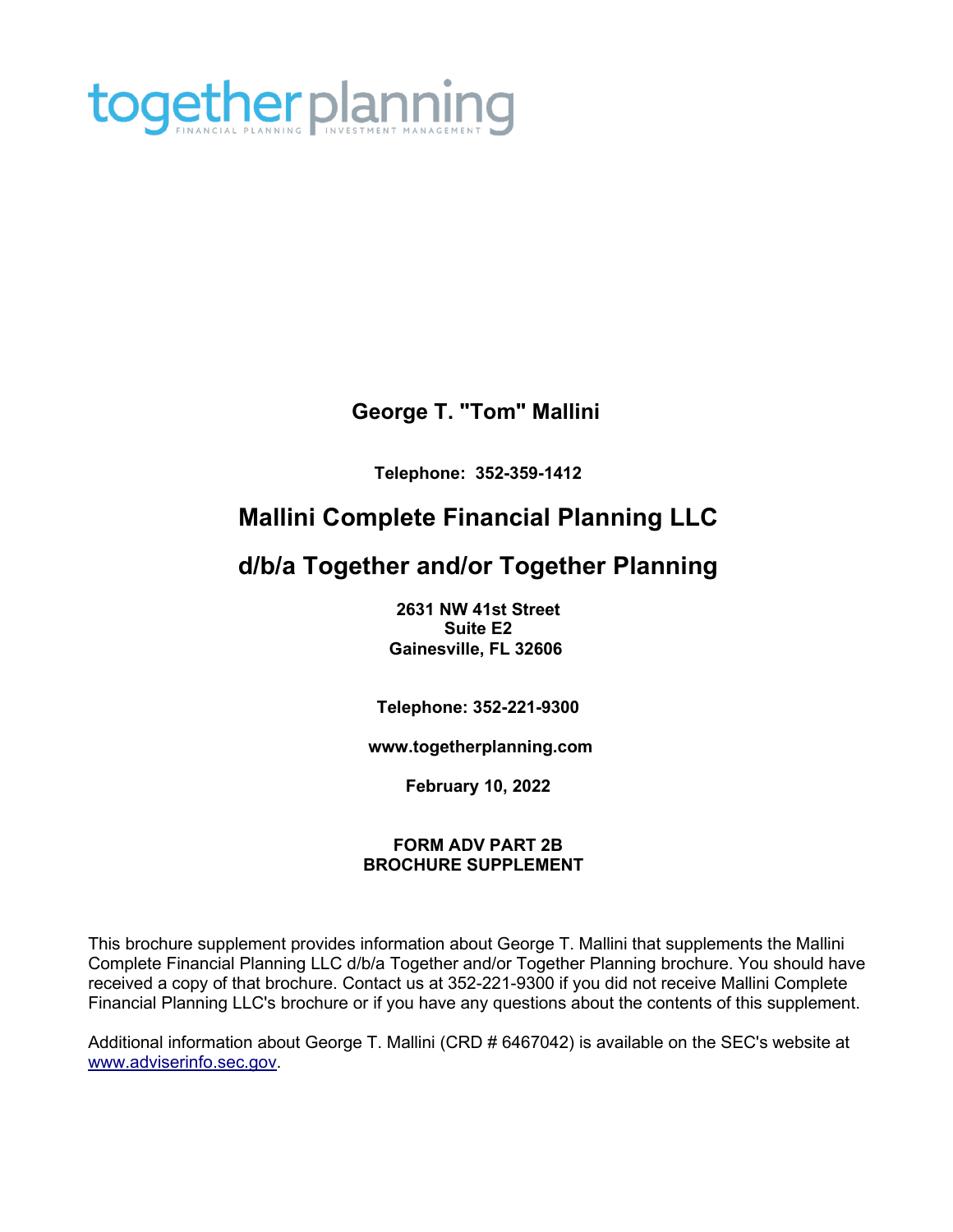together planning

FINANCIAL PLANNING | INVESTMENT MANAGEMENT

**George T. "Tom" Mallini**

**Telephone: 352-359-1412**

## Mallini Complete Financial Planning LLC

## d/b/a Together and/or Together Planning

**2631 NW 41st Street**
**Suite E2**
**Gainesville, FL 32606**

**Telephone: 352-221-9300**

**www.togetherplanning.com**

**February 10, 2022**

**FORM ADV PART 2B**
**BROCHURE SUPPLEMENT**

This brochure supplement provides information about George T. Mallini that supplements the Mallini Complete Financial Planning LLC d/b/a Together and/or Together Planning brochure. You should have received a copy of that brochure. Contact us at 352-221-9300 if you did not receive Mallini Complete Financial Planning LLC's brochure or if you have any questions about the contents of this supplement.

Additional information about George T. Mallini (CRD # 6467042) is available on the SEC's website at www.adviserinfo.sec.gov.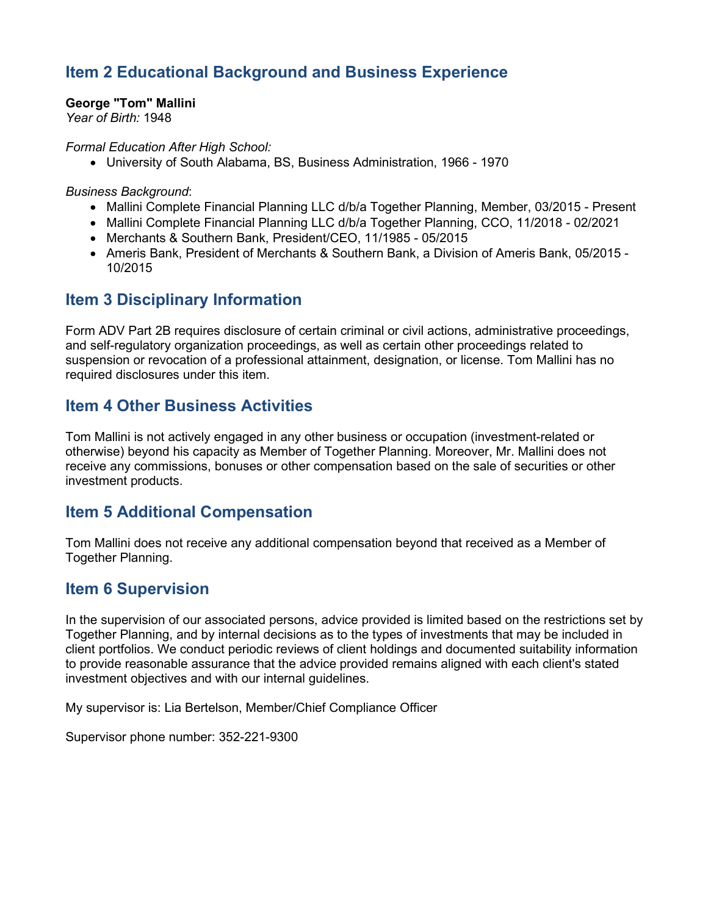## Item 2 Educational Background and Business Experience

**George "Tom" Mallini**
*Year of Birth:* 1948

*Formal Education After High School:*

- University of South Alabama, BS, Business Administration, 1966 - 1970

*Business Background*:

- Mallini Complete Financial Planning LLC d/b/a Together Planning, Member, 03/2015 - Present
- Mallini Complete Financial Planning LLC d/b/a Together Planning, CCO, 11/2018 - 02/2021
- Merchants & Southern Bank, President/CEO, 11/1985 - 05/2015
- Ameris Bank, President of Merchants & Southern Bank, a Division of Ameris Bank, 05/2015 - 10/2015

## Item 3 Disciplinary Information

Form ADV Part 2B requires disclosure of certain criminal or civil actions, administrative proceedings, and self-regulatory organization proceedings, as well as certain other proceedings related to suspension or revocation of a professional attainment, designation, or license. Tom Mallini has no required disclosures under this item.

## Item 4 Other Business Activities

Tom Mallini is not actively engaged in any other business or occupation (investment-related or otherwise) beyond his capacity as Member of Together Planning. Moreover, Mr. Mallini does not receive any commissions, bonuses or other compensation based on the sale of securities or other investment products.

## Item 5 Additional Compensation

Tom Mallini does not receive any additional compensation beyond that received as a Member of Together Planning.

## Item 6 Supervision

In the supervision of our associated persons, advice provided is limited based on the restrictions set by Together Planning, and by internal decisions as to the types of investments that may be included in client portfolios. We conduct periodic reviews of client holdings and documented suitability information to provide reasonable assurance that the advice provided remains aligned with each client's stated investment objectives and with our internal guidelines.

My supervisor is: Lia Bertelson, Member/Chief Compliance Officer

Supervisor phone number: 352-221-9300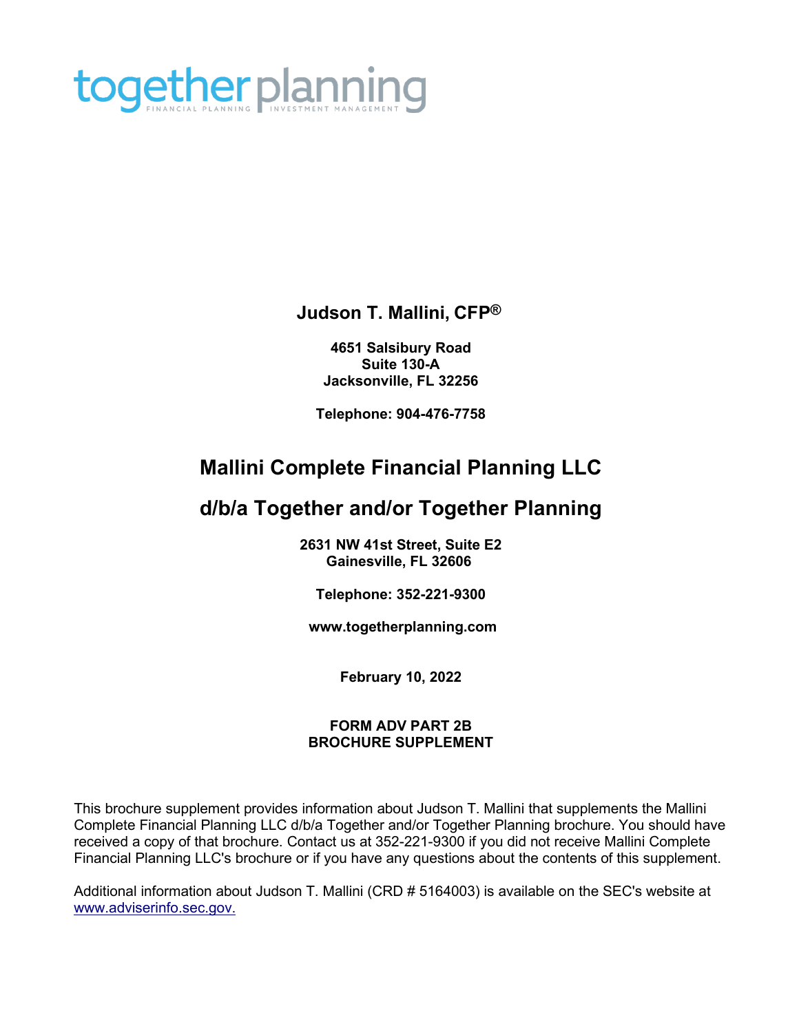together planning

FINANCIAL PLANNING | INVESTMENT MANAGEMENT

**Judson T. Mallini, CFP®**

**4651 Salsibury Road**
**Suite 130-A**
**Jacksonville, FL 32256**

**Telephone: 904-476-7758**

## Mallini Complete Financial Planning LLC

## d/b/a Together and/or Together Planning

**2631 NW 41st Street, Suite E2**
**Gainesville, FL 32606**

**Telephone: 352-221-9300**

**www.togetherplanning.com**

**February 10, 2022**

**FORM ADV PART 2B**
**BROCHURE SUPPLEMENT**

This brochure supplement provides information about Judson T. Mallini that supplements the Mallini Complete Financial Planning LLC d/b/a Together and/or Together Planning brochure. You should have received a copy of that brochure. Contact us at 352-221-9300 if you did not receive Mallini Complete Financial Planning LLC's brochure or if you have any questions about the contents of this supplement.

Additional information about Judson T. Mallini (CRD # 5164003) is available on the SEC's website at www.adviserinfo.sec.gov.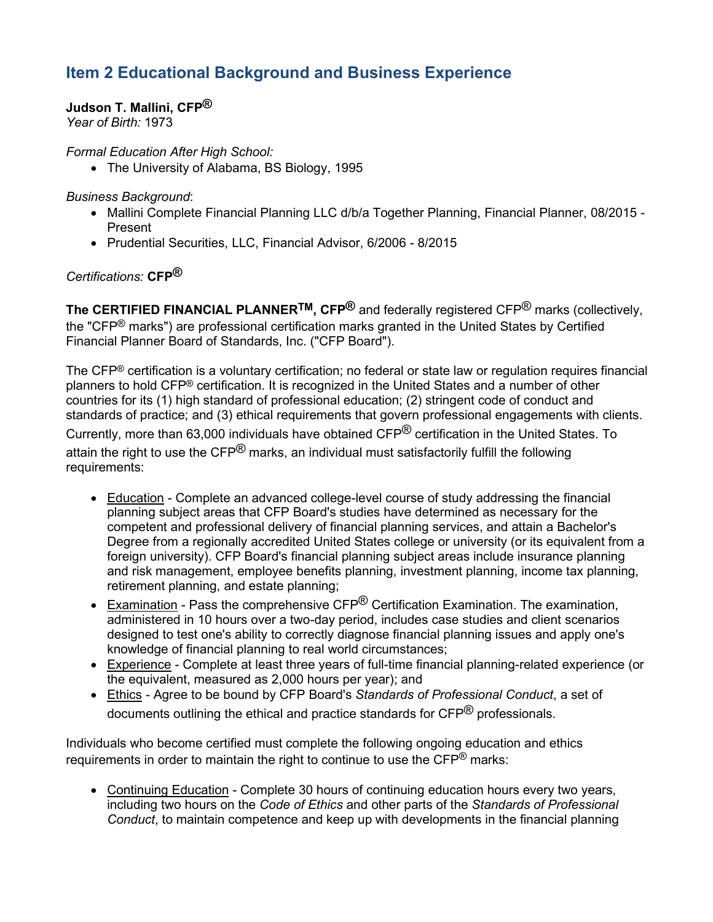## Item 2 Educational Background and Business Experience

**Judson T. Mallini, CFP®**
*Year of Birth:* 1973

*Formal Education After High School:*

- The University of Alabama, BS Biology, 1995

*Business Background*:

- Mallini Complete Financial Planning LLC d/b/a Together Planning, Financial Planner, 08/2015 - Present
- Prudential Securities, LLC, Financial Advisor, 6/2006 - 8/2015

*Certifications:* **CFP®**

**The CERTIFIED FINANCIAL PLANNER™, CFP®** and federally registered CFP® marks (collectively, the "CFP® marks") are professional certification marks granted in the United States by Certified Financial Planner Board of Standards, Inc. ("CFP Board").

The CFP® certification is a voluntary certification; no federal or state law or regulation requires financial planners to hold CFP® certification. It is recognized in the United States and a number of other countries for its (1) high standard of professional education; (2) stringent code of conduct and standards of practice; and (3) ethical requirements that govern professional engagements with clients. Currently, more than 63,000 individuals have obtained CFP® certification in the United States. To attain the right to use the CFP® marks, an individual must satisfactorily fulfill the following requirements:

- Education - Complete an advanced college-level course of study addressing the financial planning subject areas that CFP Board's studies have determined as necessary for the competent and professional delivery of financial planning services, and attain a Bachelor's Degree from a regionally accredited United States college or university (or its equivalent from a foreign university). CFP Board's financial planning subject areas include insurance planning and risk management, employee benefits planning, investment planning, income tax planning, retirement planning, and estate planning;
- Examination - Pass the comprehensive CFP® Certification Examination. The examination, administered in 10 hours over a two-day period, includes case studies and client scenarios designed to test one's ability to correctly diagnose financial planning issues and apply one's knowledge of financial planning to real world circumstances;
- Experience - Complete at least three years of full-time financial planning-related experience (or the equivalent, measured as 2,000 hours per year); and
- Ethics - Agree to be bound by CFP Board's *Standards of Professional Conduct*, a set of documents outlining the ethical and practice standards for CFP® professionals.

Individuals who become certified must complete the following ongoing education and ethics requirements in order to maintain the right to continue to use the CFP® marks:

- Continuing Education - Complete 30 hours of continuing education hours every two years, including two hours on the *Code of Ethics* and other parts of the *Standards of Professional Conduct*, to maintain competence and keep up with developments in the financial planning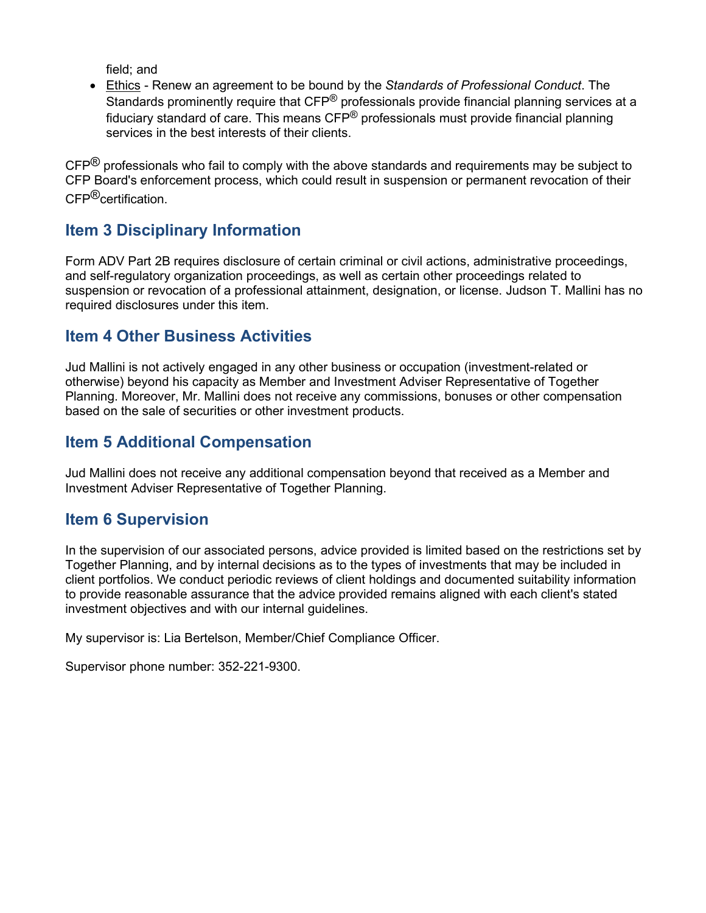field; and

- Ethics - Renew an agreement to be bound by the *Standards of Professional Conduct*. The Standards prominently require that CFP® professionals provide financial planning services at a fiduciary standard of care. This means CFP® professionals must provide financial planning services in the best interests of their clients.

CFP® professionals who fail to comply with the above standards and requirements may be subject to CFP Board's enforcement process, which could result in suspension or permanent revocation of their CFP®certification.

## Item 3 Disciplinary Information

Form ADV Part 2B requires disclosure of certain criminal or civil actions, administrative proceedings, and self-regulatory organization proceedings, as well as certain other proceedings related to suspension or revocation of a professional attainment, designation, or license. Judson T. Mallini has no required disclosures under this item.

## Item 4 Other Business Activities

Jud Mallini is not actively engaged in any other business or occupation (investment-related or otherwise) beyond his capacity as Member and Investment Adviser Representative of Together Planning. Moreover, Mr. Mallini does not receive any commissions, bonuses or other compensation based on the sale of securities or other investment products.

## Item 5 Additional Compensation

Jud Mallini does not receive any additional compensation beyond that received as a Member and Investment Adviser Representative of Together Planning.

## Item 6 Supervision

In the supervision of our associated persons, advice provided is limited based on the restrictions set by Together Planning, and by internal decisions as to the types of investments that may be included in client portfolios. We conduct periodic reviews of client holdings and documented suitability information to provide reasonable assurance that the advice provided remains aligned with each client's stated investment objectives and with our internal guidelines.

My supervisor is: Lia Bertelson, Member/Chief Compliance Officer.

Supervisor phone number: 352-221-9300.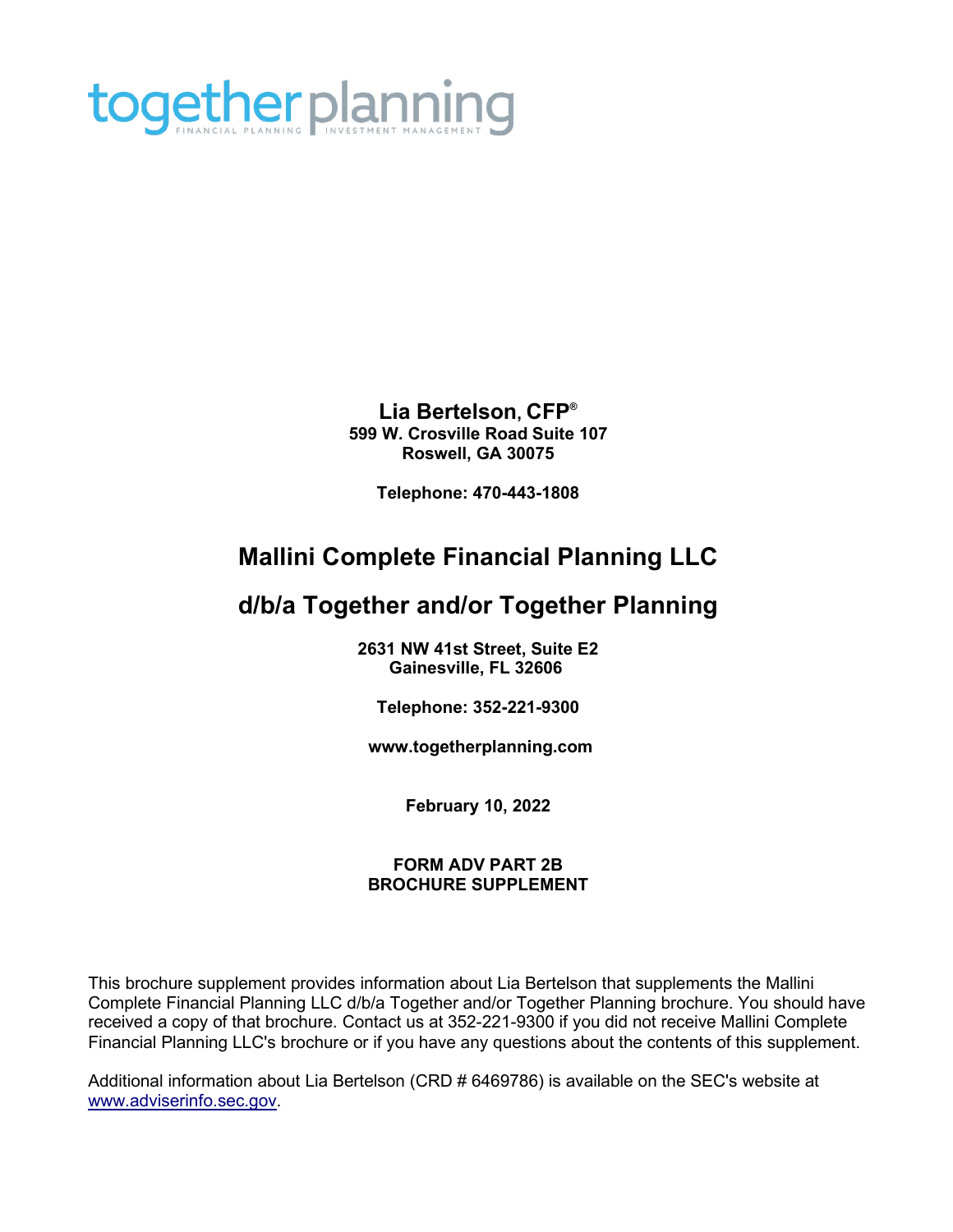together planning

FINANCIAL PLANNING | INVESTMENT MANAGEMENT

**Lia Bertelson, CFP®**
**599 W. Crosville Road Suite 107**
**Roswell, GA 30075**

**Telephone: 470-443-1808**

## Mallini Complete Financial Planning LLC

## d/b/a Together and/or Together Planning

**2631 NW 41st Street, Suite E2**
**Gainesville, FL 32606**

**Telephone: 352-221-9300**

**www.togetherplanning.com**

**February 10, 2022**

**FORM ADV PART 2B**
**BROCHURE SUPPLEMENT**

This brochure supplement provides information about Lia Bertelson that supplements the Mallini Complete Financial Planning LLC d/b/a Together and/or Together Planning brochure. You should have received a copy of that brochure. Contact us at 352-221-9300 if you did not receive Mallini Complete Financial Planning LLC's brochure or if you have any questions about the contents of this supplement.

Additional information about Lia Bertelson (CRD # 6469786) is available on the SEC's website at www.adviserinfo.sec.gov.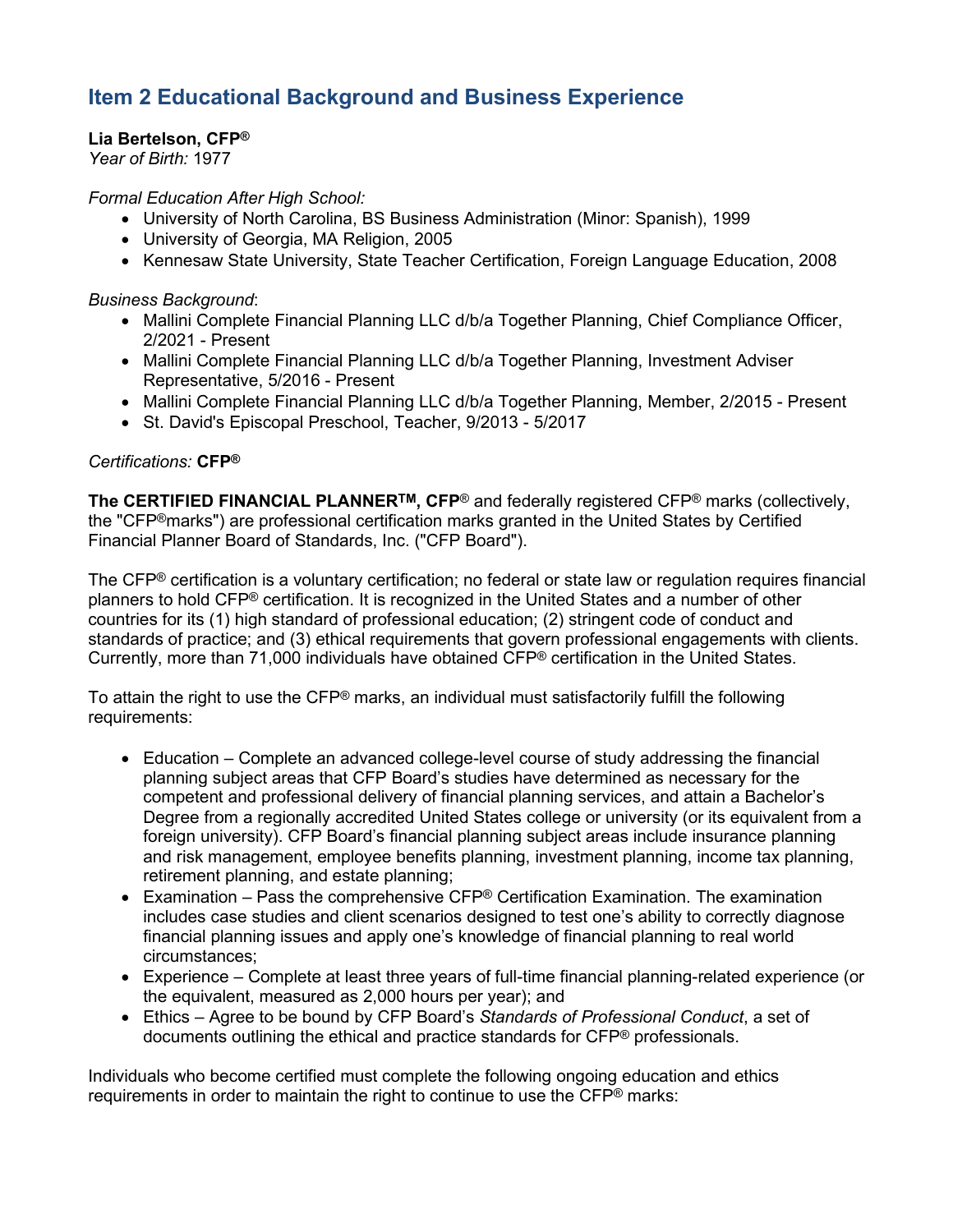## Item 2 Educational Background and Business Experience

**Lia Bertelson, CFP®**
*Year of Birth:* 1977

*Formal Education After High School:*

- University of North Carolina, BS Business Administration (Minor: Spanish), 1999
- University of Georgia, MA Religion, 2005
- Kennesaw State University, State Teacher Certification, Foreign Language Education, 2008

*Business Background*:

- Mallini Complete Financial Planning LLC d/b/a Together Planning, Chief Compliance Officer, 2/2021 - Present
- Mallini Complete Financial Planning LLC d/b/a Together Planning, Investment Adviser Representative, 5/2016 - Present
- Mallini Complete Financial Planning LLC d/b/a Together Planning, Member, 2/2015 - Present
- St. David's Episcopal Preschool, Teacher, 9/2013 - 5/2017

*Certifications:* **CFP®**

**The CERTIFIED FINANCIAL PLANNER™, CFP®** and federally registered CFP® marks (collectively, the "CFP®marks") are professional certification marks granted in the United States by Certified Financial Planner Board of Standards, Inc. ("CFP Board").

The CFP® certification is a voluntary certification; no federal or state law or regulation requires financial planners to hold CFP® certification. It is recognized in the United States and a number of other countries for its (1) high standard of professional education; (2) stringent code of conduct and standards of practice; and (3) ethical requirements that govern professional engagements with clients. Currently, more than 71,000 individuals have obtained CFP® certification in the United States.

To attain the right to use the CFP® marks, an individual must satisfactorily fulfill the following requirements:

- Education – Complete an advanced college-level course of study addressing the financial planning subject areas that CFP Board's studies have determined as necessary for the competent and professional delivery of financial planning services, and attain a Bachelor's Degree from a regionally accredited United States college or university (or its equivalent from a foreign university). CFP Board's financial planning subject areas include insurance planning and risk management, employee benefits planning, investment planning, income tax planning, retirement planning, and estate planning;
- Examination – Pass the comprehensive CFP® Certification Examination. The examination includes case studies and client scenarios designed to test one's ability to correctly diagnose financial planning issues and apply one's knowledge of financial planning to real world circumstances;
- Experience – Complete at least three years of full-time financial planning-related experience (or the equivalent, measured as 2,000 hours per year); and
- Ethics – Agree to be bound by CFP Board's *Standards of Professional Conduct*, a set of documents outlining the ethical and practice standards for CFP® professionals.

Individuals who become certified must complete the following ongoing education and ethics requirements in order to maintain the right to continue to use the CFP® marks: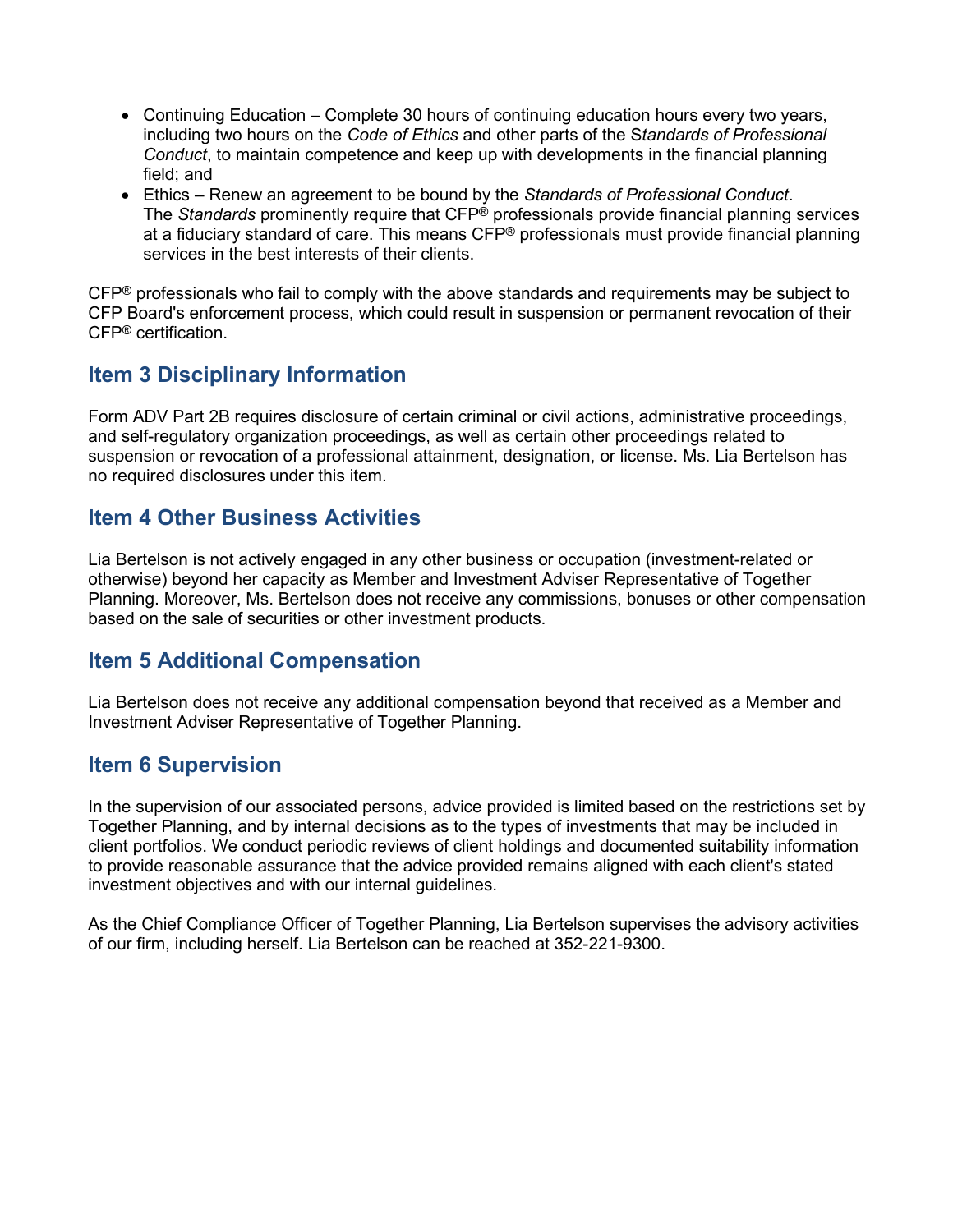- Continuing Education – Complete 30 hours of continuing education hours every two years, including two hours on the *Code of Ethics* and other parts of the S*tandards of Professional Conduct*, to maintain competence and keep up with developments in the financial planning field; and
- Ethics – Renew an agreement to be bound by the *Standards of Professional Conduct*. The *Standards* prominently require that CFP® professionals provide financial planning services at a fiduciary standard of care. This means CFP® professionals must provide financial planning services in the best interests of their clients.

CFP® professionals who fail to comply with the above standards and requirements may be subject to CFP Board's enforcement process, which could result in suspension or permanent revocation of their CFP® certification.

## Item 3 Disciplinary Information

Form ADV Part 2B requires disclosure of certain criminal or civil actions, administrative proceedings, and self-regulatory organization proceedings, as well as certain other proceedings related to suspension or revocation of a professional attainment, designation, or license. Ms. Lia Bertelson has no required disclosures under this item.

## Item 4 Other Business Activities

Lia Bertelson is not actively engaged in any other business or occupation (investment-related or otherwise) beyond her capacity as Member and Investment Adviser Representative of Together Planning. Moreover, Ms. Bertelson does not receive any commissions, bonuses or other compensation based on the sale of securities or other investment products.

## Item 5 Additional Compensation

Lia Bertelson does not receive any additional compensation beyond that received as a Member and Investment Adviser Representative of Together Planning.

## Item 6 Supervision

In the supervision of our associated persons, advice provided is limited based on the restrictions set by Together Planning, and by internal decisions as to the types of investments that may be included in client portfolios. We conduct periodic reviews of client holdings and documented suitability information to provide reasonable assurance that the advice provided remains aligned with each client's stated investment objectives and with our internal guidelines.

As the Chief Compliance Officer of Together Planning, Lia Bertelson supervises the advisory activities of our firm, including herself. Lia Bertelson can be reached at 352-221-9300.